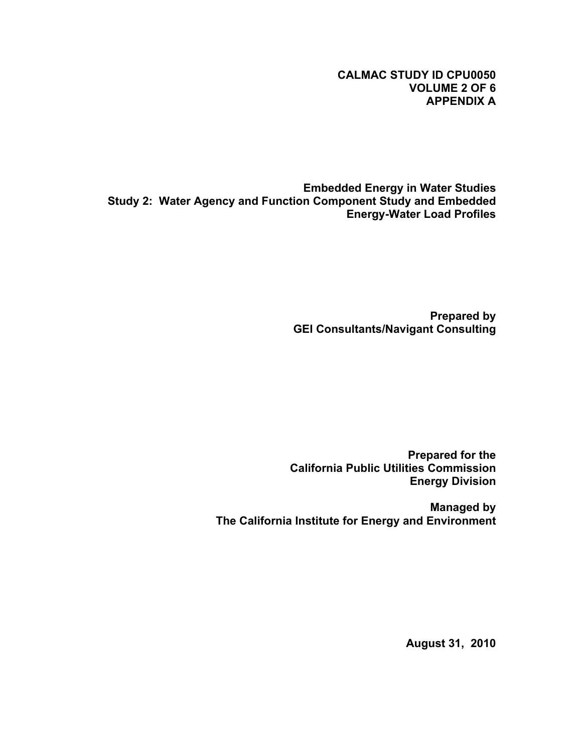**CALMAC STUDY ID CPU0050**
**VOLUME 2 OF 6**
**APPENDIX A**

# Embedded Energy in Water Studies
# Study 2: Water Agency and Function Component Study and Embedded Energy-Water Load Profiles

**Prepared by**
**GEI Consultants/Navigant Consulting**

**Prepared for the**
**California Public Utilities Commission**
**Energy Division**

**Managed by**
**The California Institute for Energy and Environment**

**August 31, 2010**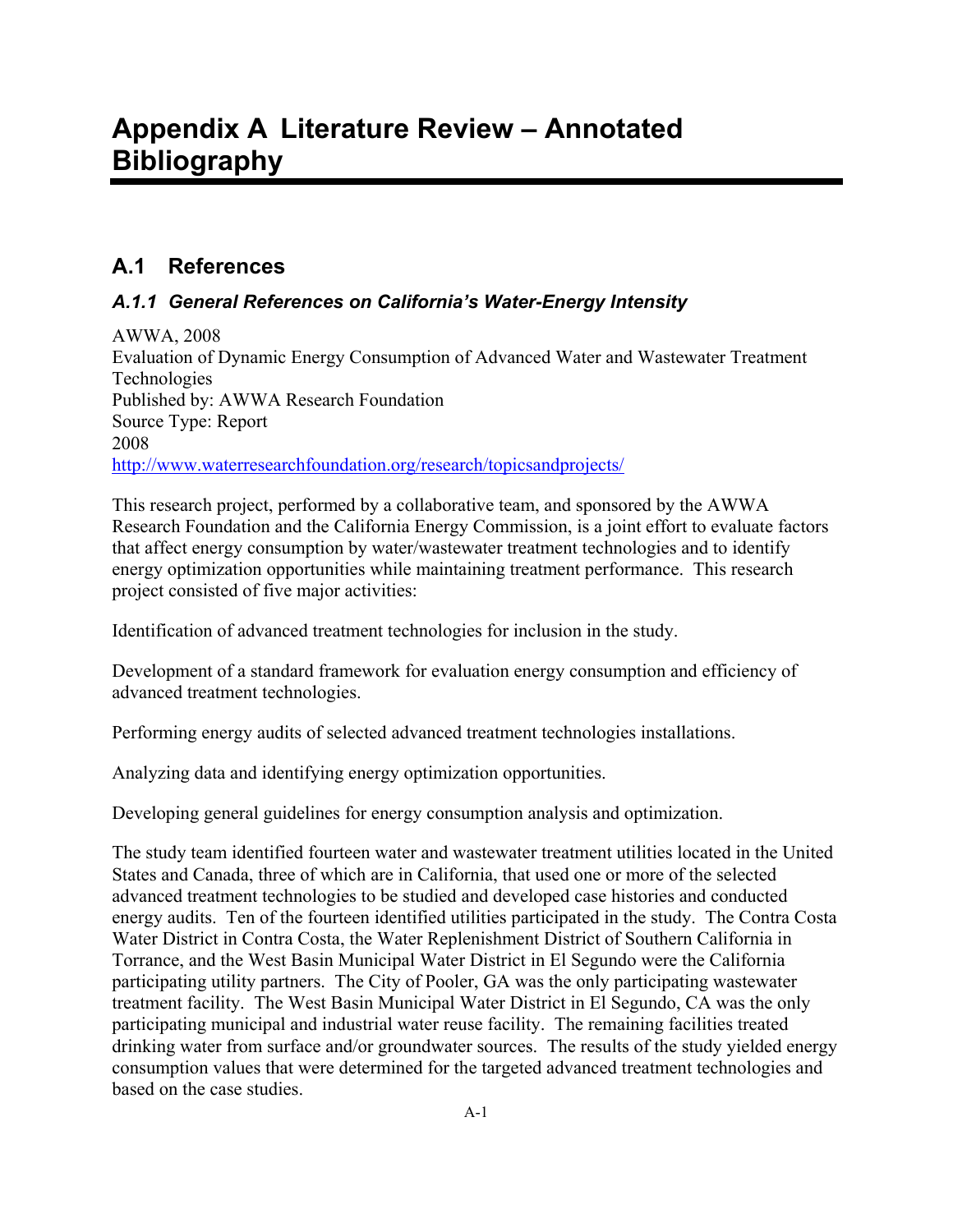# Appendix A Literature Review – Annotated Bibliography

## A.1 References

### *A.1.1 General References on California's Water-Energy Intensity*

AWWA, 2008
Evaluation of Dynamic Energy Consumption of Advanced Water and Wastewater Treatment Technologies
Published by: AWWA Research Foundation
Source Type: Report
2008
http://www.waterresearchfoundation.org/research/topicsandprojects/

This research project, performed by a collaborative team, and sponsored by the AWWA Research Foundation and the California Energy Commission, is a joint effort to evaluate factors that affect energy consumption by water/wastewater treatment technologies and to identify energy optimization opportunities while maintaining treatment performance. This research project consisted of five major activities:

Identification of advanced treatment technologies for inclusion in the study.

Development of a standard framework for evaluation energy consumption and efficiency of advanced treatment technologies.

Performing energy audits of selected advanced treatment technologies installations.

Analyzing data and identifying energy optimization opportunities.

Developing general guidelines for energy consumption analysis and optimization.

The study team identified fourteen water and wastewater treatment utilities located in the United States and Canada, three of which are in California, that used one or more of the selected advanced treatment technologies to be studied and developed case histories and conducted energy audits. Ten of the fourteen identified utilities participated in the study. The Contra Costa Water District in Contra Costa, the Water Replenishment District of Southern California in Torrance, and the West Basin Municipal Water District in El Segundo were the California participating utility partners. The City of Pooler, GA was the only participating wastewater treatment facility. The West Basin Municipal Water District in El Segundo, CA was the only participating municipal and industrial water reuse facility. The remaining facilities treated drinking water from surface and/or groundwater sources. The results of the study yielded energy consumption values that were determined for the targeted advanced treatment technologies and based on the case studies.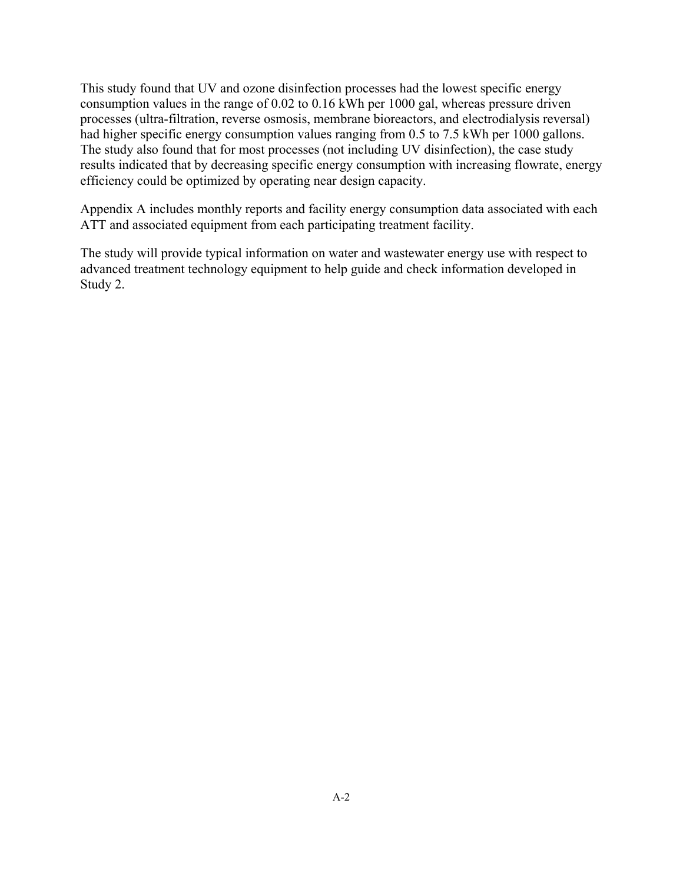This study found that UV and ozone disinfection processes had the lowest specific energy consumption values in the range of 0.02 to 0.16 kWh per 1000 gal, whereas pressure driven processes (ultra-filtration, reverse osmosis, membrane bioreactors, and electrodialysis reversal) had higher specific energy consumption values ranging from 0.5 to 7.5 kWh per 1000 gallons. The study also found that for most processes (not including UV disinfection), the case study results indicated that by decreasing specific energy consumption with increasing flowrate, energy efficiency could be optimized by operating near design capacity.

Appendix A includes monthly reports and facility energy consumption data associated with each ATT and associated equipment from each participating treatment facility.

The study will provide typical information on water and wastewater energy use with respect to advanced treatment technology equipment to help guide and check information developed in Study 2.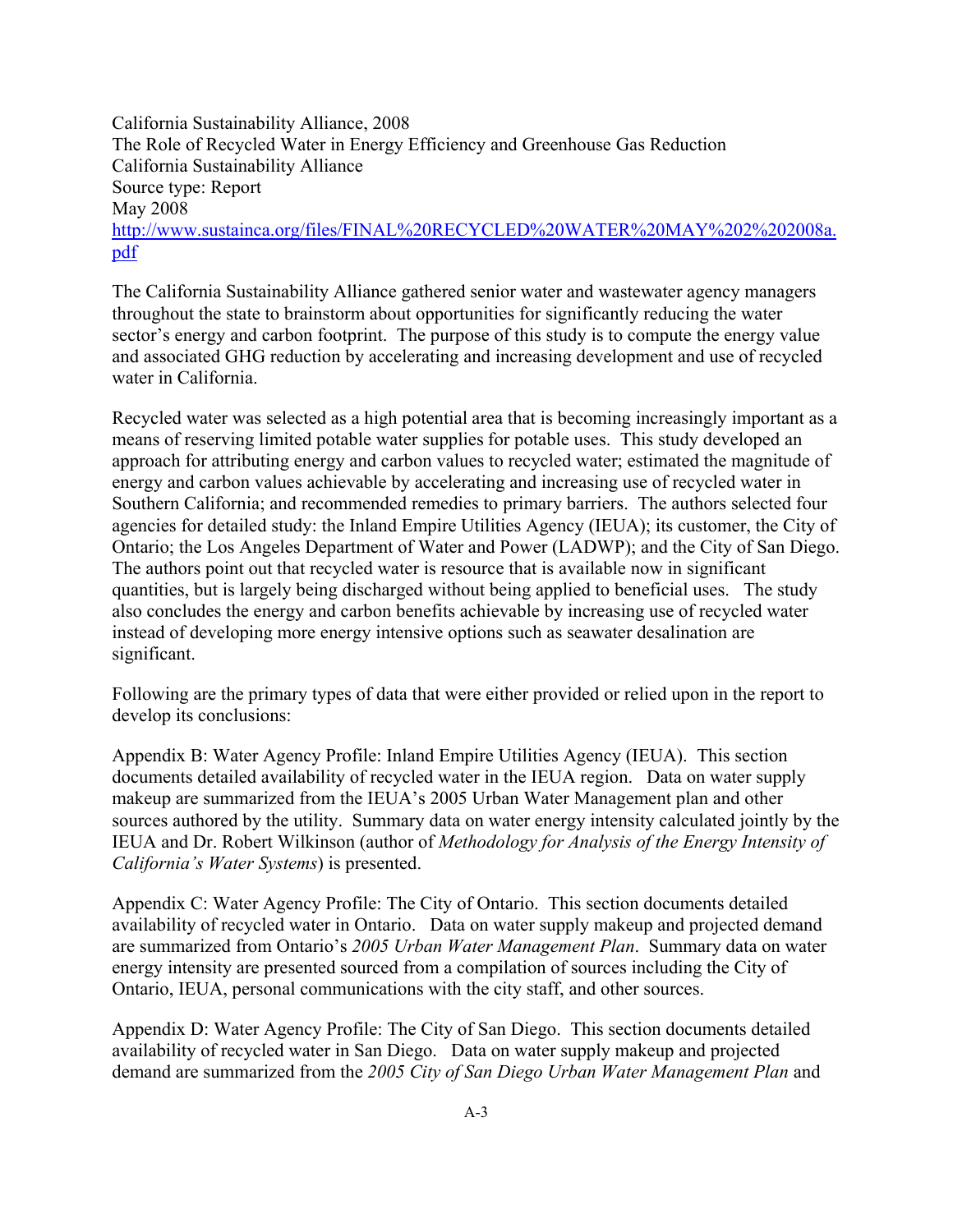California Sustainability Alliance, 2008
The Role of Recycled Water in Energy Efficiency and Greenhouse Gas Reduction
California Sustainability Alliance
Source type: Report
May 2008
[http://www.sustainca.org/files/FINAL%20RECYCLED%20WATER%20MAY%202%202008a.pdf](http://www.sustainca.org/files/FINAL%20RECYCLED%20WATER%20MAY%202%202008a.pdf)

The California Sustainability Alliance gathered senior water and wastewater agency managers throughout the state to brainstorm about opportunities for significantly reducing the water sector's energy and carbon footprint. The purpose of this study is to compute the energy value and associated GHG reduction by accelerating and increasing development and use of recycled water in California.

Recycled water was selected as a high potential area that is becoming increasingly important as a means of reserving limited potable water supplies for potable uses. This study developed an approach for attributing energy and carbon values to recycled water; estimated the magnitude of energy and carbon values achievable by accelerating and increasing use of recycled water in Southern California; and recommended remedies to primary barriers. The authors selected four agencies for detailed study: the Inland Empire Utilities Agency (IEUA); its customer, the City of Ontario; the Los Angeles Department of Water and Power (LADWP); and the City of San Diego. The authors point out that recycled water is resource that is available now in significant quantities, but is largely being discharged without being applied to beneficial uses. The study also concludes the energy and carbon benefits achievable by increasing use of recycled water instead of developing more energy intensive options such as seawater desalination are significant.

Following are the primary types of data that were either provided or relied upon in the report to develop its conclusions:

Appendix B: Water Agency Profile: Inland Empire Utilities Agency (IEUA). This section documents detailed availability of recycled water in the IEUA region. Data on water supply makeup are summarized from the IEUA's 2005 Urban Water Management plan and other sources authored by the utility. Summary data on water energy intensity calculated jointly by the IEUA and Dr. Robert Wilkinson (author of *Methodology for Analysis of the Energy Intensity of California's Water Systems*) is presented.

Appendix C: Water Agency Profile: The City of Ontario. This section documents detailed availability of recycled water in Ontario. Data on water supply makeup and projected demand are summarized from Ontario's *2005 Urban Water Management Plan*. Summary data on water energy intensity are presented sourced from a compilation of sources including the City of Ontario, IEUA, personal communications with the city staff, and other sources.

Appendix D: Water Agency Profile: The City of San Diego. This section documents detailed availability of recycled water in San Diego. Data on water supply makeup and projected demand are summarized from the *2005 City of San Diego Urban Water Management Plan* and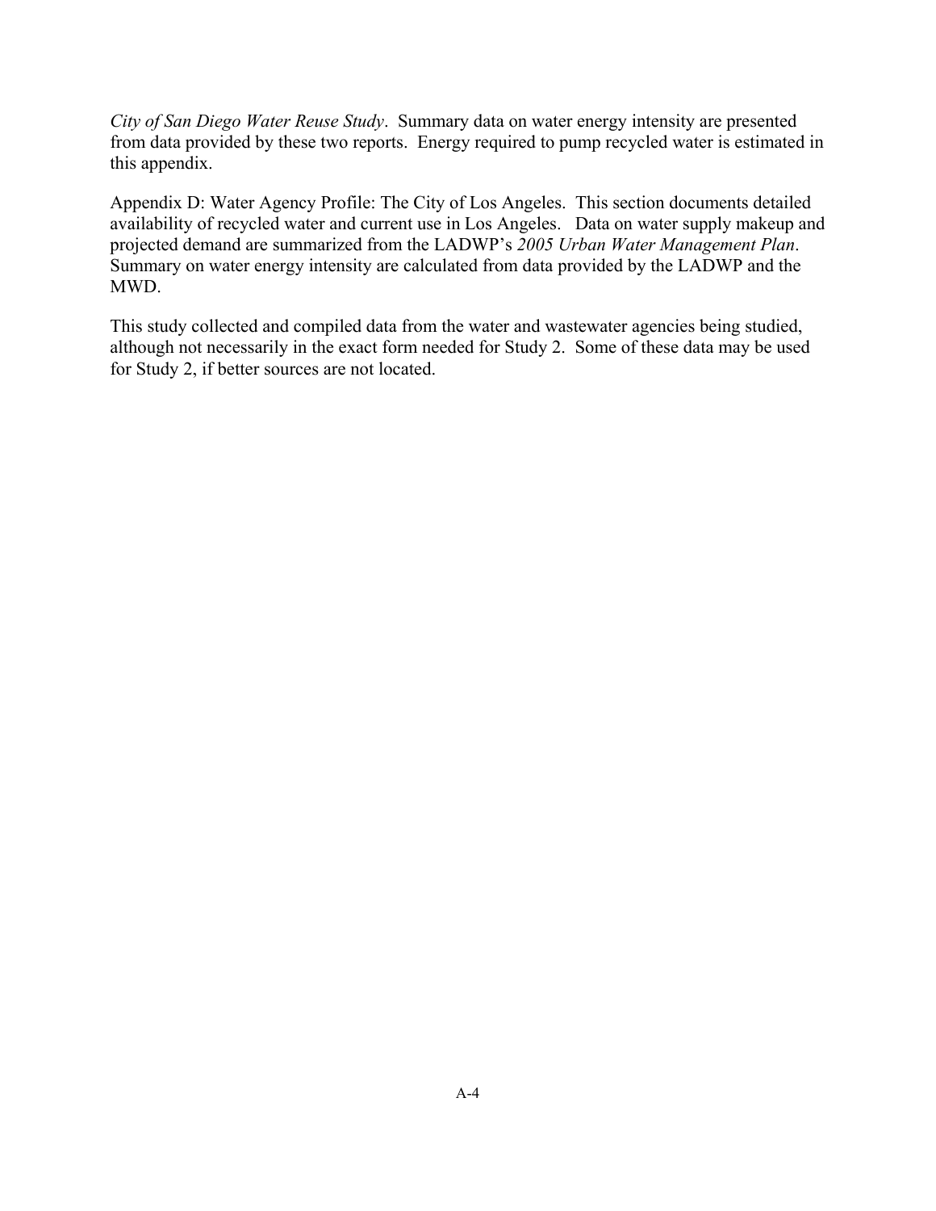*City of San Diego Water Reuse Study*. Summary data on water energy intensity are presented from data provided by these two reports. Energy required to pump recycled water is estimated in this appendix.

Appendix D: Water Agency Profile: The City of Los Angeles. This section documents detailed availability of recycled water and current use in Los Angeles. Data on water supply makeup and projected demand are summarized from the LADWP's *2005 Urban Water Management Plan*. Summary on water energy intensity are calculated from data provided by the LADWP and the MWD.

This study collected and compiled data from the water and wastewater agencies being studied, although not necessarily in the exact form needed for Study 2. Some of these data may be used for Study 2, if better sources are not located.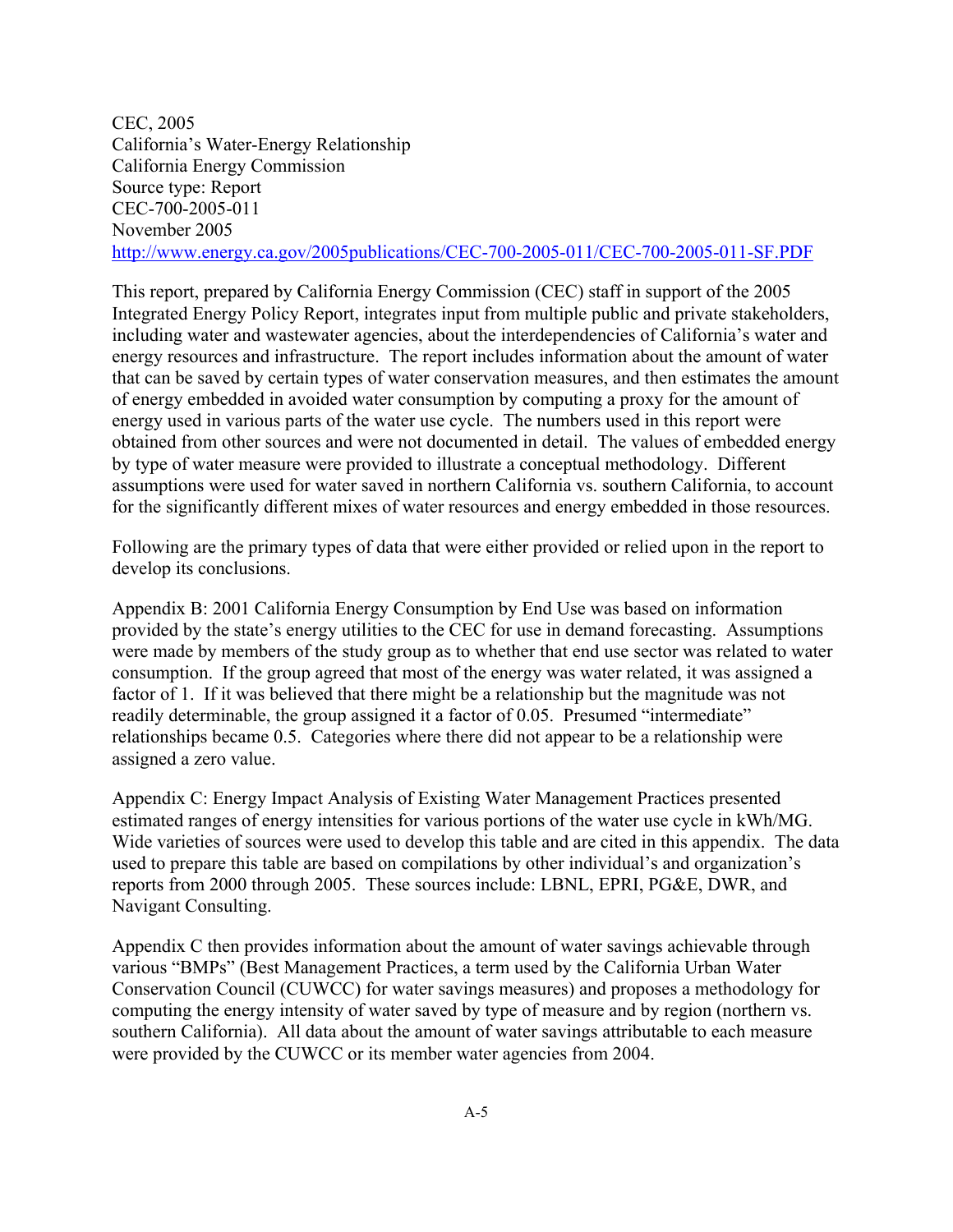CEC, 2005
California's Water-Energy Relationship
California Energy Commission
Source type: Report
CEC-700-2005-011
November 2005
http://www.energy.ca.gov/2005publications/CEC-700-2005-011/CEC-700-2005-011-SF.PDF

This report, prepared by California Energy Commission (CEC) staff in support of the 2005 Integrated Energy Policy Report, integrates input from multiple public and private stakeholders, including water and wastewater agencies, about the interdependencies of California's water and energy resources and infrastructure. The report includes information about the amount of water that can be saved by certain types of water conservation measures, and then estimates the amount of energy embedded in avoided water consumption by computing a proxy for the amount of energy used in various parts of the water use cycle. The numbers used in this report were obtained from other sources and were not documented in detail. The values of embedded energy by type of water measure were provided to illustrate a conceptual methodology. Different assumptions were used for water saved in northern California vs. southern California, to account for the significantly different mixes of water resources and energy embedded in those resources.

Following are the primary types of data that were either provided or relied upon in the report to develop its conclusions.

Appendix B: 2001 California Energy Consumption by End Use was based on information provided by the state's energy utilities to the CEC for use in demand forecasting. Assumptions were made by members of the study group as to whether that end use sector was related to water consumption. If the group agreed that most of the energy was water related, it was assigned a factor of 1. If it was believed that there might be a relationship but the magnitude was not readily determinable, the group assigned it a factor of 0.05. Presumed "intermediate" relationships became 0.5. Categories where there did not appear to be a relationship were assigned a zero value.

Appendix C: Energy Impact Analysis of Existing Water Management Practices presented estimated ranges of energy intensities for various portions of the water use cycle in kWh/MG. Wide varieties of sources were used to develop this table and are cited in this appendix. The data used to prepare this table are based on compilations by other individual's and organization's reports from 2000 through 2005. These sources include: LBNL, EPRI, PG&E, DWR, and Navigant Consulting.

Appendix C then provides information about the amount of water savings achievable through various "BMPs" (Best Management Practices, a term used by the California Urban Water Conservation Council (CUWCC) for water savings measures) and proposes a methodology for computing the energy intensity of water saved by type of measure and by region (northern vs. southern California). All data about the amount of water savings attributable to each measure were provided by the CUWCC or its member water agencies from 2004.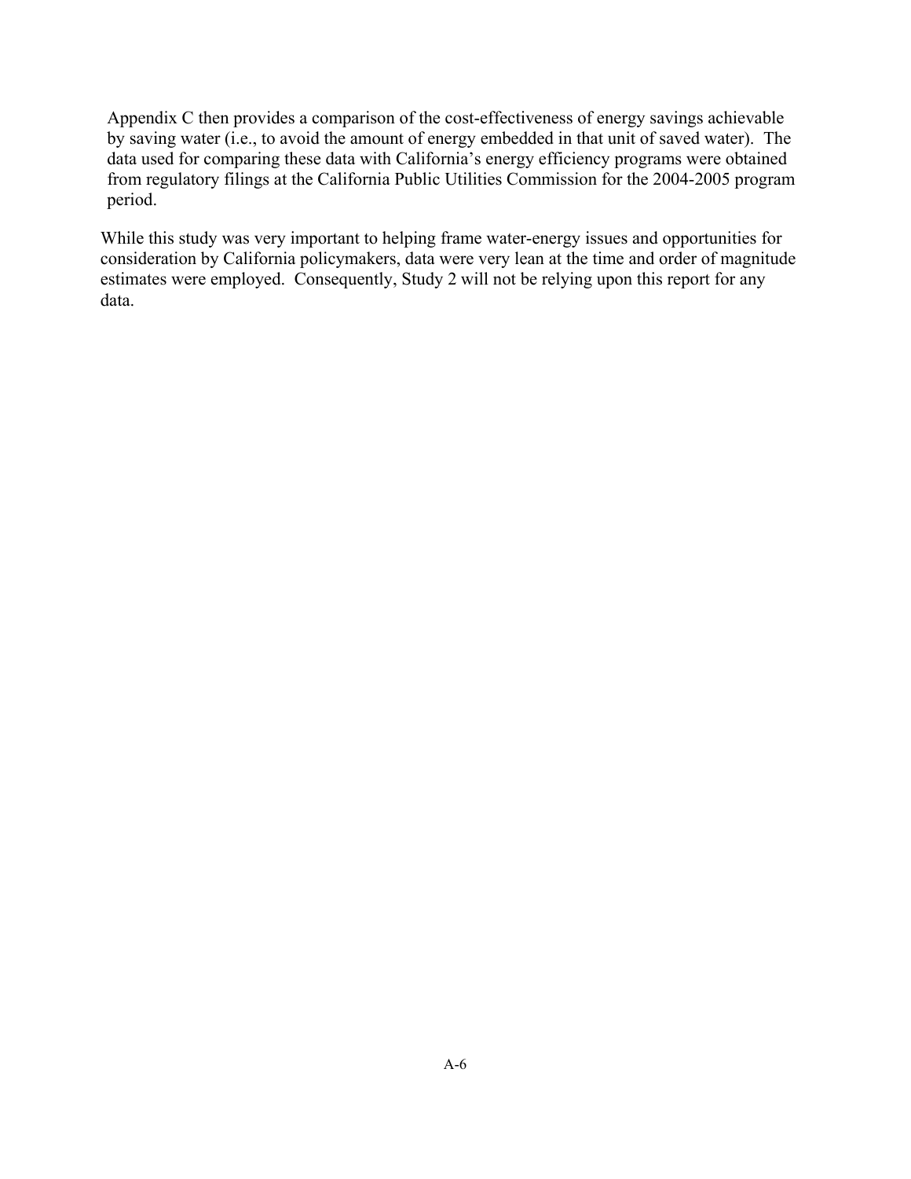Appendix C then provides a comparison of the cost-effectiveness of energy savings achievable by saving water (i.e., to avoid the amount of energy embedded in that unit of saved water). The data used for comparing these data with California's energy efficiency programs were obtained from regulatory filings at the California Public Utilities Commission for the 2004-2005 program period.

While this study was very important to helping frame water-energy issues and opportunities for consideration by California policymakers, data were very lean at the time and order of magnitude estimates were employed. Consequently, Study 2 will not be relying upon this report for any data.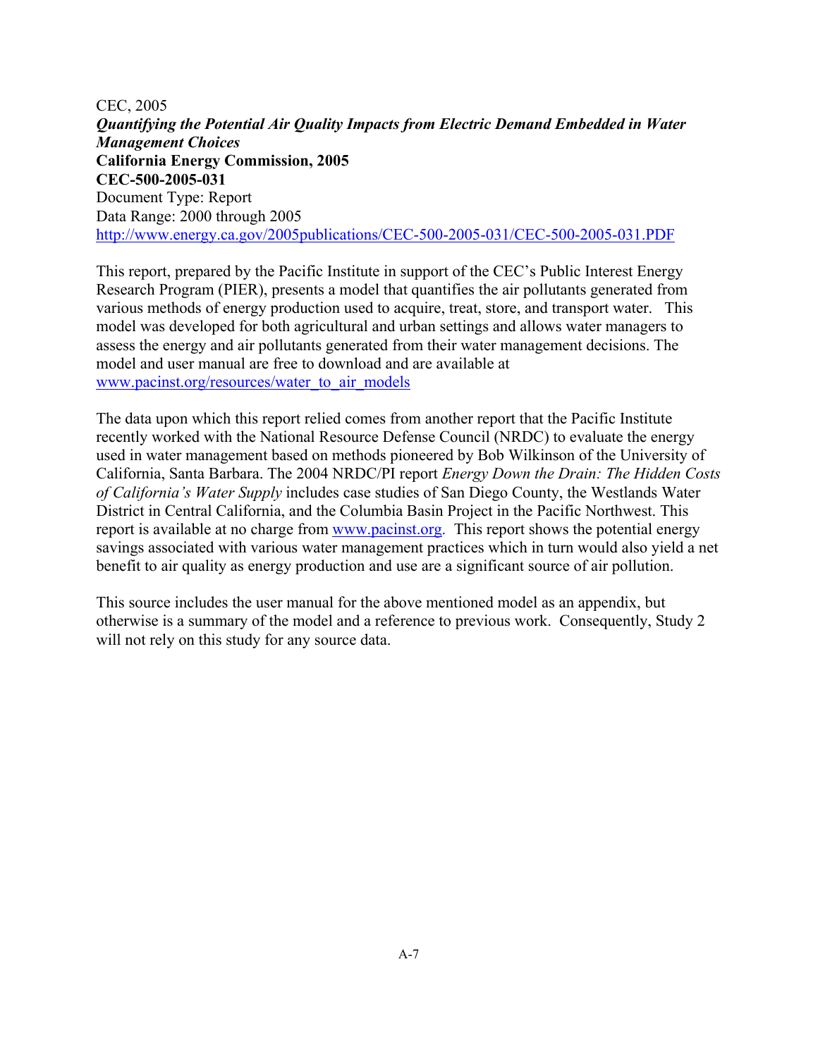CEC, 2005
***Quantifying the Potential Air Quality Impacts from Electric Demand Embedded in Water Management Choices***
**California Energy Commission, 2005**
**CEC-500-2005-031**
Document Type: Report
Data Range: 2000 through 2005
http://www.energy.ca.gov/2005publications/CEC-500-2005-031/CEC-500-2005-031.PDF

This report, prepared by the Pacific Institute in support of the CEC's Public Interest Energy Research Program (PIER), presents a model that quantifies the air pollutants generated from various methods of energy production used to acquire, treat, store, and transport water. This model was developed for both agricultural and urban settings and allows water managers to assess the energy and air pollutants generated from their water management decisions. The model and user manual are free to download and are available at www.pacinst.org/resources/water_to_air_models

The data upon which this report relied comes from another report that the Pacific Institute recently worked with the National Resource Defense Council (NRDC) to evaluate the energy used in water management based on methods pioneered by Bob Wilkinson of the University of California, Santa Barbara. The 2004 NRDC/PI report *Energy Down the Drain: The Hidden Costs of California's Water Supply* includes case studies of San Diego County, the Westlands Water District in Central California, and the Columbia Basin Project in the Pacific Northwest. This report is available at no charge from www.pacinst.org. This report shows the potential energy savings associated with various water management practices which in turn would also yield a net benefit to air quality as energy production and use are a significant source of air pollution.

This source includes the user manual for the above mentioned model as an appendix, but otherwise is a summary of the model and a reference to previous work. Consequently, Study 2 will not rely on this study for any source data.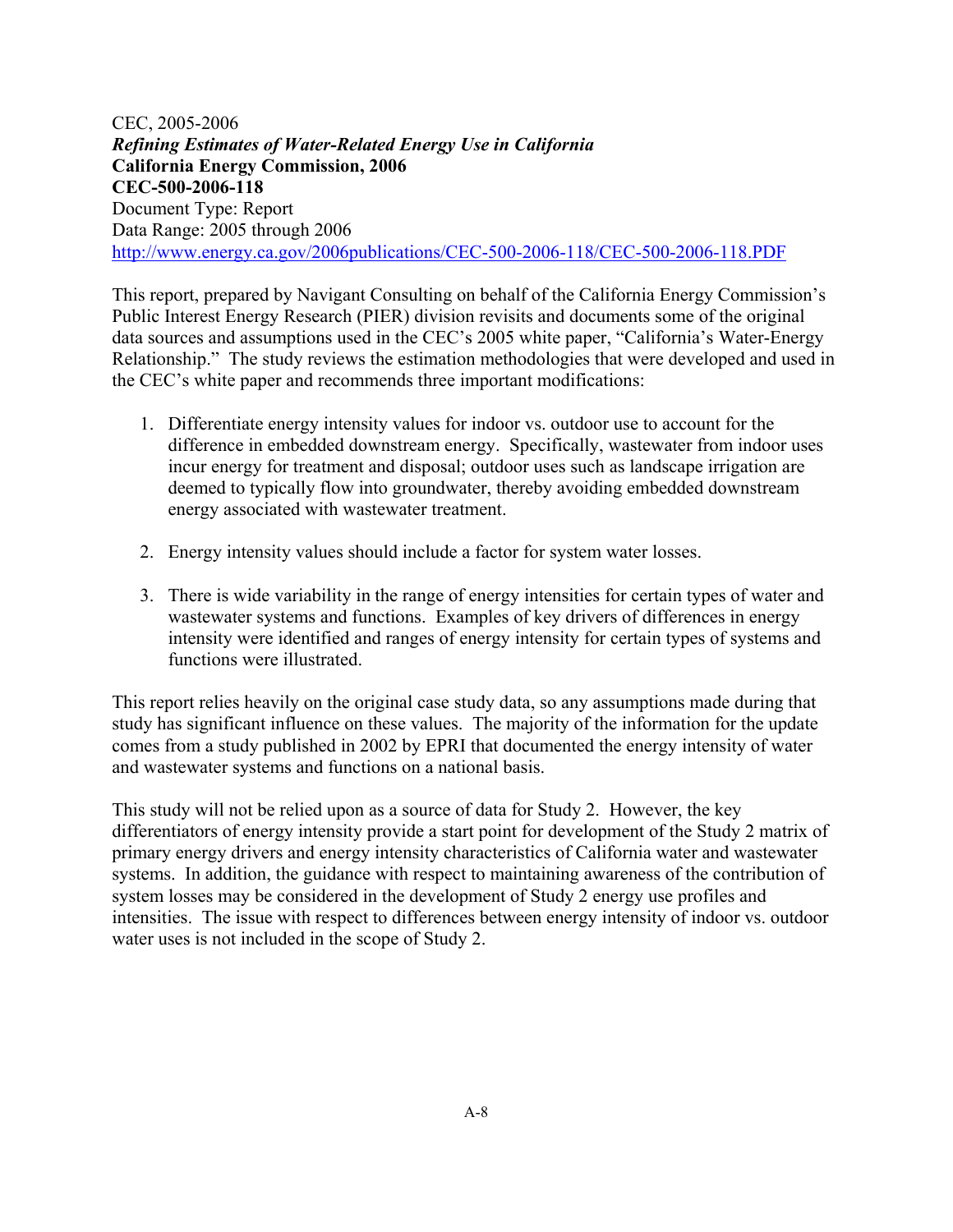CEC, 2005-2006
***Refining Estimates of Water-Related Energy Use in California***
**California Energy Commission, 2006**
**CEC-500-2006-118**
Document Type: Report
Data Range: 2005 through 2006
http://www.energy.ca.gov/2006publications/CEC-500-2006-118/CEC-500-2006-118.PDF

This report, prepared by Navigant Consulting on behalf of the California Energy Commission's Public Interest Energy Research (PIER) division revisits and documents some of the original data sources and assumptions used in the CEC's 2005 white paper, "California's Water-Energy Relationship." The study reviews the estimation methodologies that were developed and used in the CEC's white paper and recommends three important modifications:

1. Differentiate energy intensity values for indoor vs. outdoor use to account for the difference in embedded downstream energy. Specifically, wastewater from indoor uses incur energy for treatment and disposal; outdoor uses such as landscape irrigation are deemed to typically flow into groundwater, thereby avoiding embedded downstream energy associated with wastewater treatment.

2. Energy intensity values should include a factor for system water losses.

3. There is wide variability in the range of energy intensities for certain types of water and wastewater systems and functions. Examples of key drivers of differences in energy intensity were identified and ranges of energy intensity for certain types of systems and functions were illustrated.

This report relies heavily on the original case study data, so any assumptions made during that study has significant influence on these values. The majority of the information for the update comes from a study published in 2002 by EPRI that documented the energy intensity of water and wastewater systems and functions on a national basis.

This study will not be relied upon as a source of data for Study 2. However, the key differentiators of energy intensity provide a start point for development of the Study 2 matrix of primary energy drivers and energy intensity characteristics of California water and wastewater systems. In addition, the guidance with respect to maintaining awareness of the contribution of system losses may be considered in the development of Study 2 energy use profiles and intensities. The issue with respect to differences between energy intensity of indoor vs. outdoor water uses is not included in the scope of Study 2.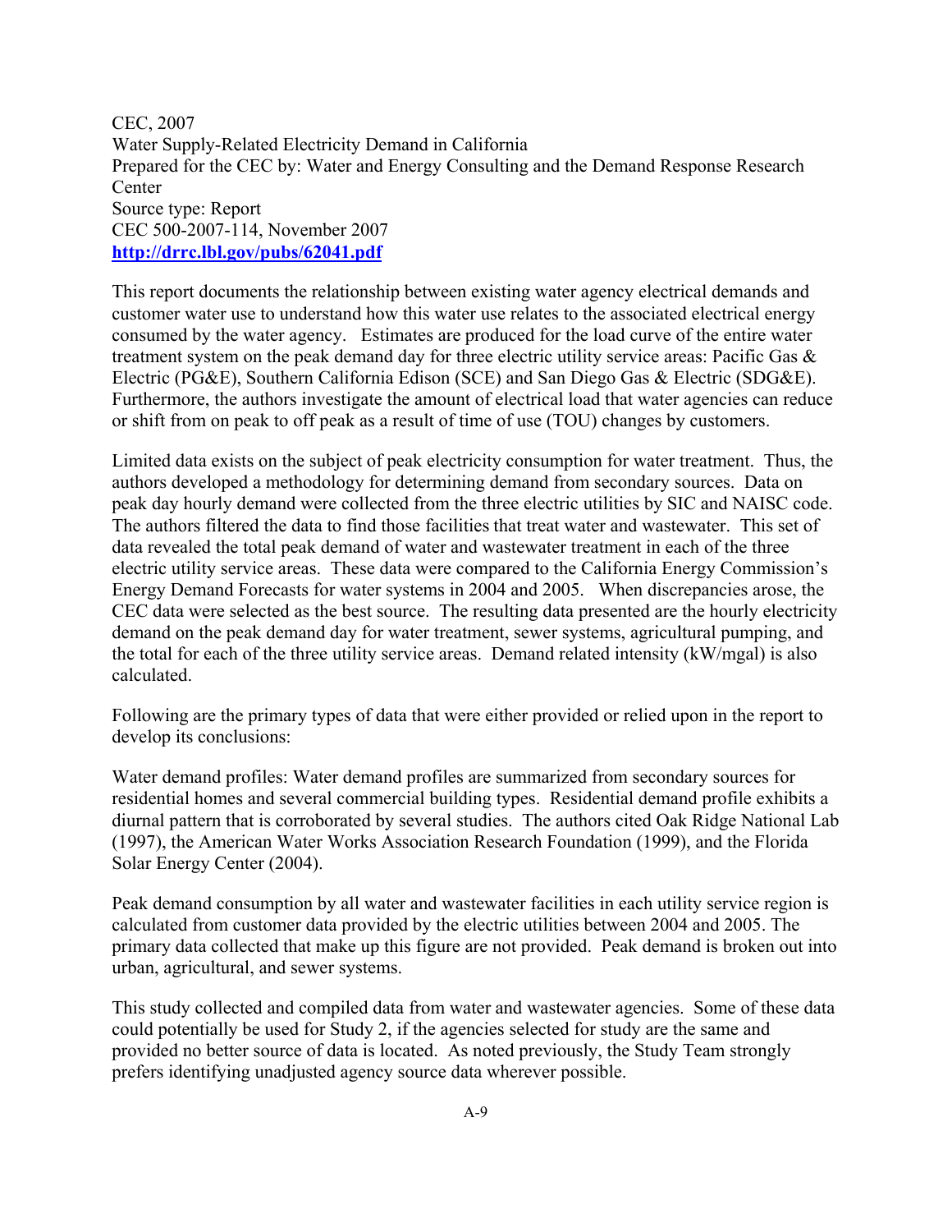CEC, 2007
Water Supply-Related Electricity Demand in California
Prepared for the CEC by: Water and Energy Consulting and the Demand Response Research Center
Source type: Report
CEC 500-2007-114, November 2007
**http://drrc.lbl.gov/pubs/62041.pdf**

This report documents the relationship between existing water agency electrical demands and customer water use to understand how this water use relates to the associated electrical energy consumed by the water agency. Estimates are produced for the load curve of the entire water treatment system on the peak demand day for three electric utility service areas: Pacific Gas & Electric (PG&E), Southern California Edison (SCE) and San Diego Gas & Electric (SDG&E). Furthermore, the authors investigate the amount of electrical load that water agencies can reduce or shift from on peak to off peak as a result of time of use (TOU) changes by customers.

Limited data exists on the subject of peak electricity consumption for water treatment. Thus, the authors developed a methodology for determining demand from secondary sources. Data on peak day hourly demand were collected from the three electric utilities by SIC and NAISC code. The authors filtered the data to find those facilities that treat water and wastewater. This set of data revealed the total peak demand of water and wastewater treatment in each of the three electric utility service areas. These data were compared to the California Energy Commission's Energy Demand Forecasts for water systems in 2004 and 2005. When discrepancies arose, the CEC data were selected as the best source. The resulting data presented are the hourly electricity demand on the peak demand day for water treatment, sewer systems, agricultural pumping, and the total for each of the three utility service areas. Demand related intensity (kW/mgal) is also calculated.

Following are the primary types of data that were either provided or relied upon in the report to develop its conclusions:

Water demand profiles: Water demand profiles are summarized from secondary sources for residential homes and several commercial building types. Residential demand profile exhibits a diurnal pattern that is corroborated by several studies. The authors cited Oak Ridge National Lab (1997), the American Water Works Association Research Foundation (1999), and the Florida Solar Energy Center (2004).

Peak demand consumption by all water and wastewater facilities in each utility service region is calculated from customer data provided by the electric utilities between 2004 and 2005. The primary data collected that make up this figure are not provided. Peak demand is broken out into urban, agricultural, and sewer systems.

This study collected and compiled data from water and wastewater agencies. Some of these data could potentially be used for Study 2, if the agencies selected for study are the same and provided no better source of data is located. As noted previously, the Study Team strongly prefers identifying unadjusted agency source data wherever possible.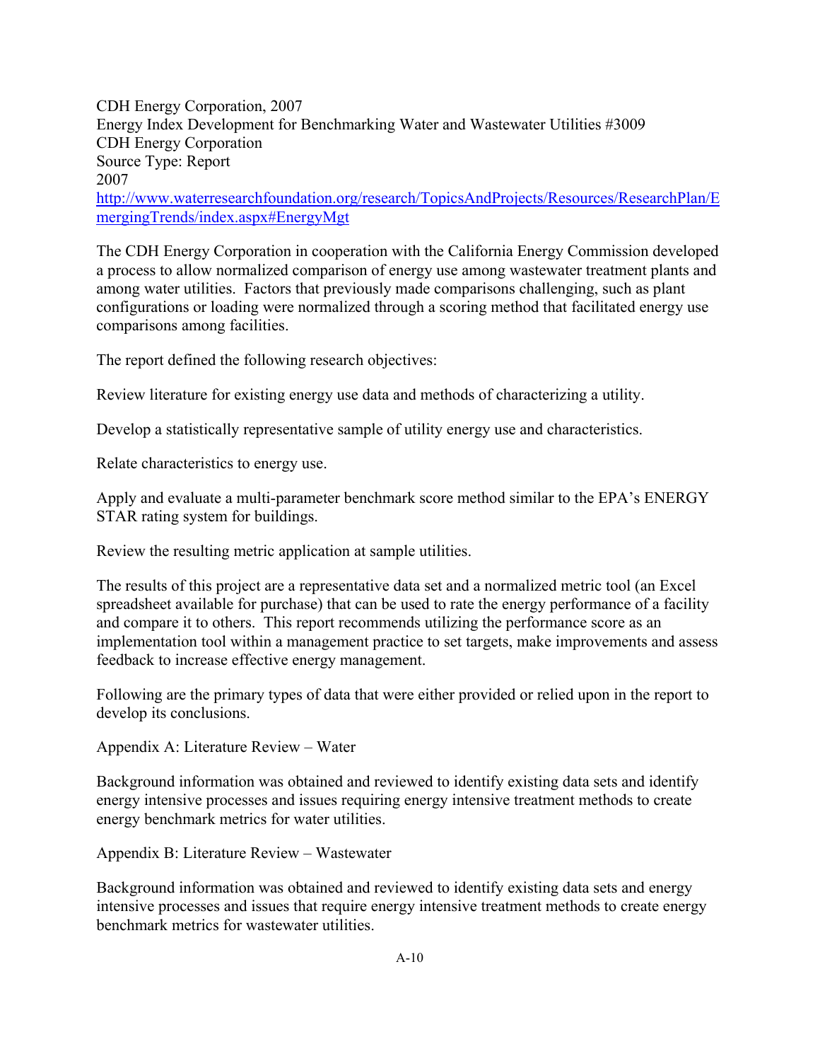CDH Energy Corporation, 2007
Energy Index Development for Benchmarking Water and Wastewater Utilities #3009
CDH Energy Corporation
Source Type: Report
2007
[http://www.waterresearchfoundation.org/research/TopicsAndProjects/Resources/ResearchPlan/EmergingTrends/index.aspx#EnergyMgt](http://www.waterresearchfoundation.org/research/TopicsAndProjects/Resources/ResearchPlan/EmergingTrends/index.aspx#EnergyMgt)

The CDH Energy Corporation in cooperation with the California Energy Commission developed a process to allow normalized comparison of energy use among wastewater treatment plants and among water utilities. Factors that previously made comparisons challenging, such as plant configurations or loading were normalized through a scoring method that facilitated energy use comparisons among facilities.

The report defined the following research objectives:

Review literature for existing energy use data and methods of characterizing a utility.

Develop a statistically representative sample of utility energy use and characteristics.

Relate characteristics to energy use.

Apply and evaluate a multi-parameter benchmark score method similar to the EPA's ENERGY STAR rating system for buildings.

Review the resulting metric application at sample utilities.

The results of this project are a representative data set and a normalized metric tool (an Excel spreadsheet available for purchase) that can be used to rate the energy performance of a facility and compare it to others. This report recommends utilizing the performance score as an implementation tool within a management practice to set targets, make improvements and assess feedback to increase effective energy management.

Following are the primary types of data that were either provided or relied upon in the report to develop its conclusions.

Appendix A: Literature Review – Water

Background information was obtained and reviewed to identify existing data sets and identify energy intensive processes and issues requiring energy intensive treatment methods to create energy benchmark metrics for water utilities.

Appendix B: Literature Review – Wastewater

Background information was obtained and reviewed to identify existing data sets and energy intensive processes and issues that require energy intensive treatment methods to create energy benchmark metrics for wastewater utilities.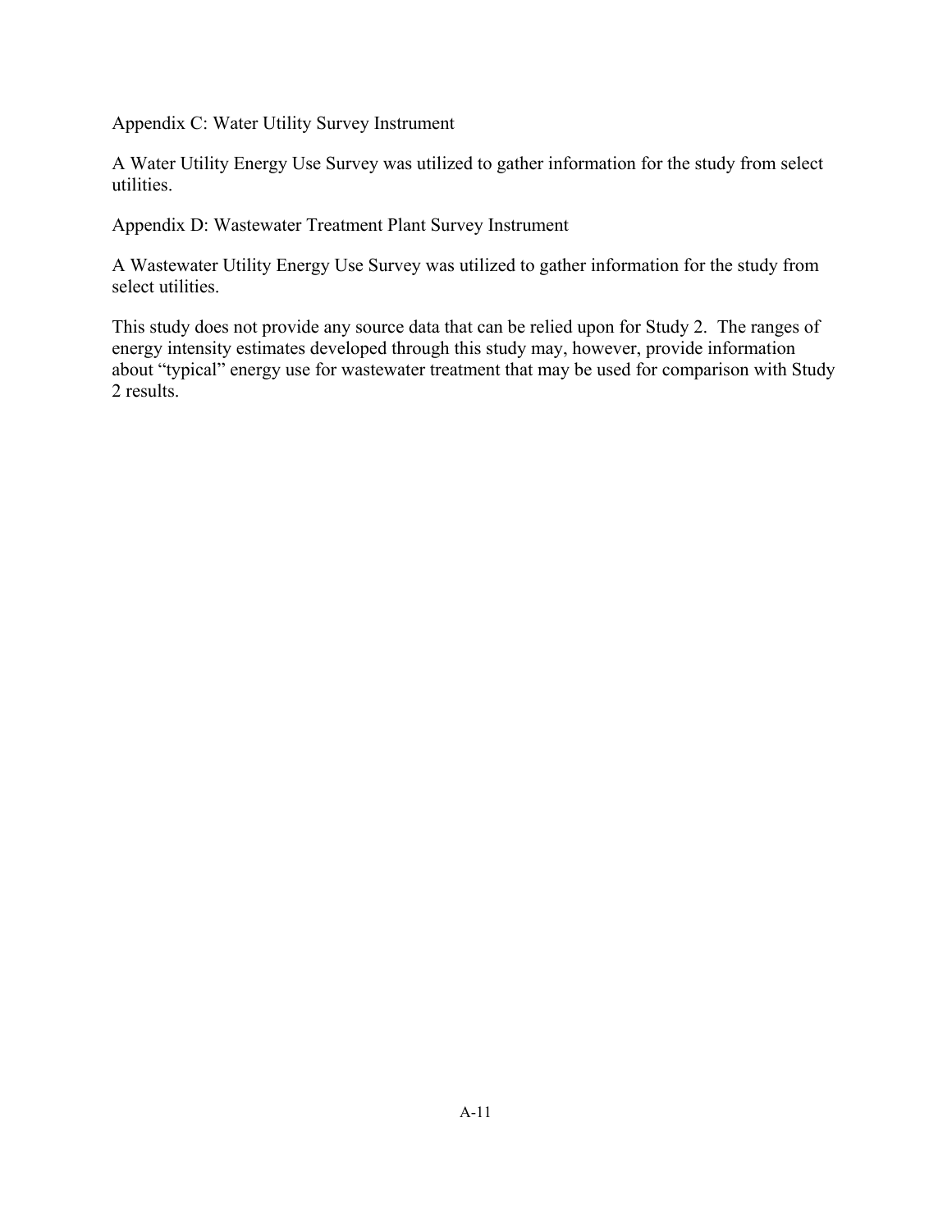Appendix C: Water Utility Survey Instrument

A Water Utility Energy Use Survey was utilized to gather information for the study from select utilities.

Appendix D: Wastewater Treatment Plant Survey Instrument

A Wastewater Utility Energy Use Survey was utilized to gather information for the study from select utilities.

This study does not provide any source data that can be relied upon for Study 2. The ranges of energy intensity estimates developed through this study may, however, provide information about "typical" energy use for wastewater treatment that may be used for comparison with Study 2 results.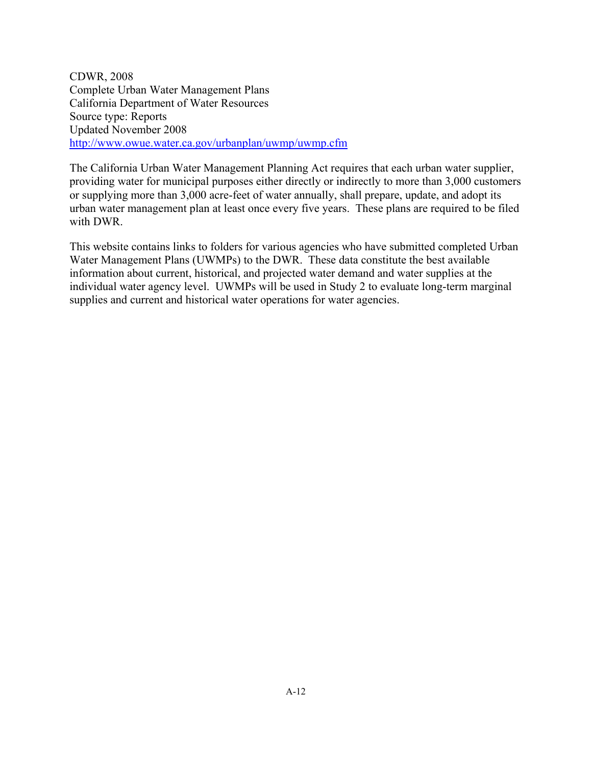CDWR, 2008
Complete Urban Water Management Plans
California Department of Water Resources
Source type: Reports
Updated November 2008
[http://www.owue.water.ca.gov/urbanplan/uwmp/uwmp.cfm](http://www.owue.water.ca.gov/urbanplan/uwmp/uwmp.cfm)

The California Urban Water Management Planning Act requires that each urban water supplier, providing water for municipal purposes either directly or indirectly to more than 3,000 customers or supplying more than 3,000 acre-feet of water annually, shall prepare, update, and adopt its urban water management plan at least once every five years. These plans are required to be filed with DWR.

This website contains links to folders for various agencies who have submitted completed Urban Water Management Plans (UWMPs) to the DWR. These data constitute the best available information about current, historical, and projected water demand and water supplies at the individual water agency level. UWMPs will be used in Study 2 to evaluate long-term marginal supplies and current and historical water operations for water agencies.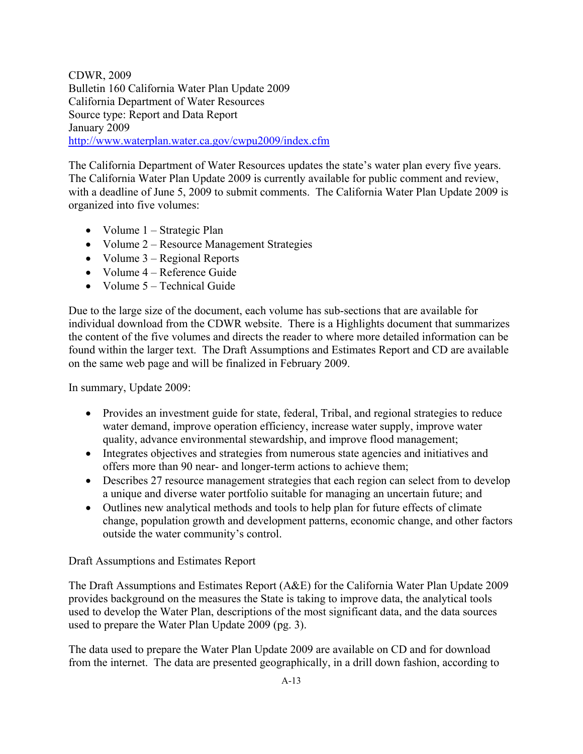CDWR, 2009
Bulletin 160 California Water Plan Update 2009
California Department of Water Resources
Source type: Report and Data Report
January 2009
http://www.waterplan.water.ca.gov/cwpu2009/index.cfm

The California Department of Water Resources updates the state's water plan every five years. The California Water Plan Update 2009 is currently available for public comment and review, with a deadline of June 5, 2009 to submit comments. The California Water Plan Update 2009 is organized into five volumes:

- Volume 1 – Strategic Plan
- Volume 2 – Resource Management Strategies
- Volume 3 – Regional Reports
- Volume 4 – Reference Guide
- Volume 5 – Technical Guide

Due to the large size of the document, each volume has sub-sections that are available for individual download from the CDWR website. There is a Highlights document that summarizes the content of the five volumes and directs the reader to where more detailed information can be found within the larger text. The Draft Assumptions and Estimates Report and CD are available on the same web page and will be finalized in February 2009.

In summary, Update 2009:

- Provides an investment guide for state, federal, Tribal, and regional strategies to reduce water demand, improve operation efficiency, increase water supply, improve water quality, advance environmental stewardship, and improve flood management;
- Integrates objectives and strategies from numerous state agencies and initiatives and offers more than 90 near- and longer-term actions to achieve them;
- Describes 27 resource management strategies that each region can select from to develop a unique and diverse water portfolio suitable for managing an uncertain future; and
- Outlines new analytical methods and tools to help plan for future effects of climate change, population growth and development patterns, economic change, and other factors outside the water community's control.

Draft Assumptions and Estimates Report

The Draft Assumptions and Estimates Report (A&E) for the California Water Plan Update 2009 provides background on the measures the State is taking to improve data, the analytical tools used to develop the Water Plan, descriptions of the most significant data, and the data sources used to prepare the Water Plan Update 2009 (pg. 3).

The data used to prepare the Water Plan Update 2009 are available on CD and for download from the internet. The data are presented geographically, in a drill down fashion, according to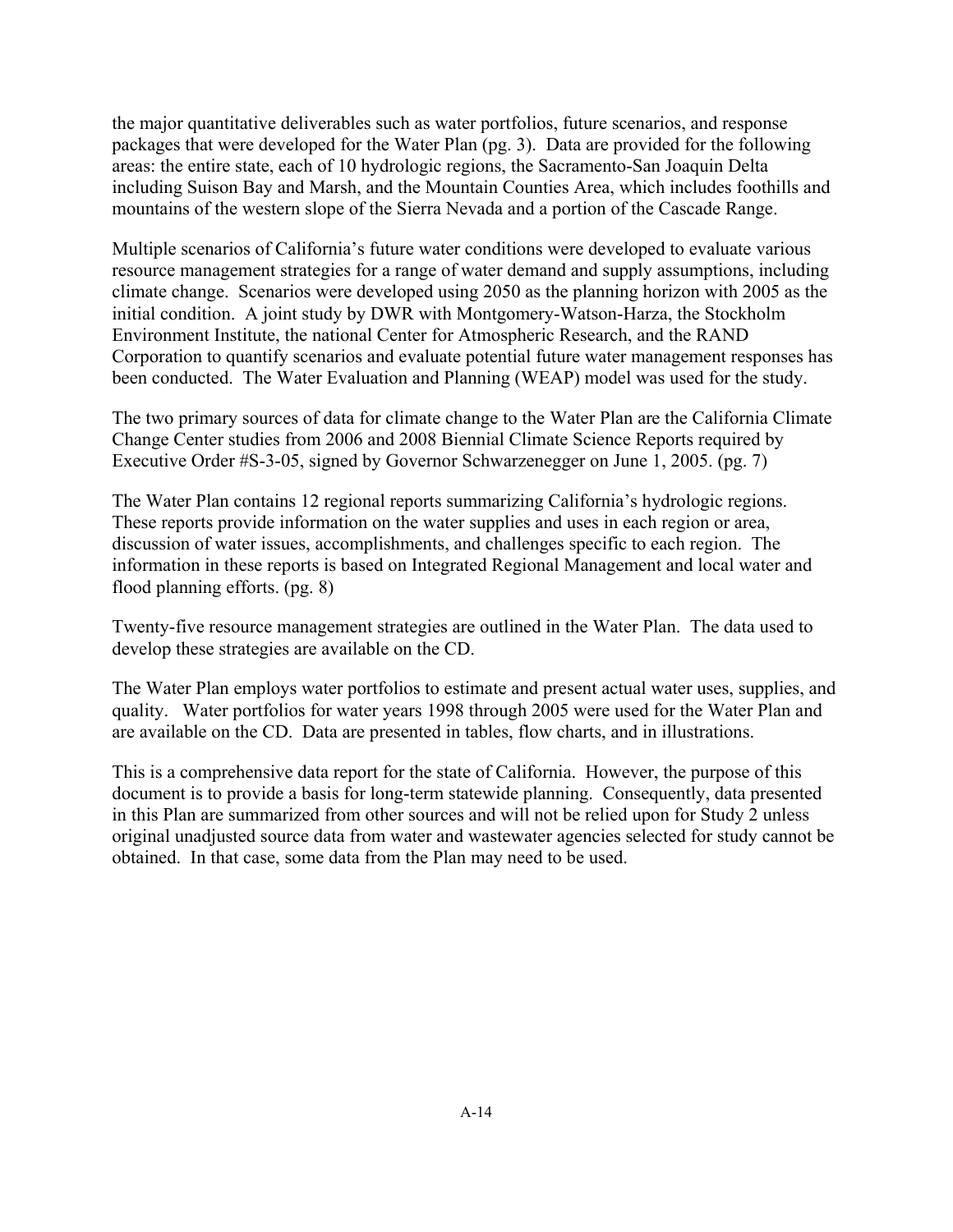the major quantitative deliverables such as water portfolios, future scenarios, and response packages that were developed for the Water Plan (pg. 3). Data are provided for the following areas: the entire state, each of 10 hydrologic regions, the Sacramento-San Joaquin Delta including Suison Bay and Marsh, and the Mountain Counties Area, which includes foothills and mountains of the western slope of the Sierra Nevada and a portion of the Cascade Range.

Multiple scenarios of California's future water conditions were developed to evaluate various resource management strategies for a range of water demand and supply assumptions, including climate change. Scenarios were developed using 2050 as the planning horizon with 2005 as the initial condition. A joint study by DWR with Montgomery-Watson-Harza, the Stockholm Environment Institute, the national Center for Atmospheric Research, and the RAND Corporation to quantify scenarios and evaluate potential future water management responses has been conducted. The Water Evaluation and Planning (WEAP) model was used for the study.

The two primary sources of data for climate change to the Water Plan are the California Climate Change Center studies from 2006 and 2008 Biennial Climate Science Reports required by Executive Order #S-3-05, signed by Governor Schwarzenegger on June 1, 2005. (pg. 7)

The Water Plan contains 12 regional reports summarizing California's hydrologic regions. These reports provide information on the water supplies and uses in each region or area, discussion of water issues, accomplishments, and challenges specific to each region. The information in these reports is based on Integrated Regional Management and local water and flood planning efforts. (pg. 8)

Twenty-five resource management strategies are outlined in the Water Plan. The data used to develop these strategies are available on the CD.

The Water Plan employs water portfolios to estimate and present actual water uses, supplies, and quality. Water portfolios for water years 1998 through 2005 were used for the Water Plan and are available on the CD. Data are presented in tables, flow charts, and in illustrations.

This is a comprehensive data report for the state of California. However, the purpose of this document is to provide a basis for long-term statewide planning. Consequently, data presented in this Plan are summarized from other sources and will not be relied upon for Study 2 unless original unadjusted source data from water and wastewater agencies selected for study cannot be obtained. In that case, some data from the Plan may need to be used.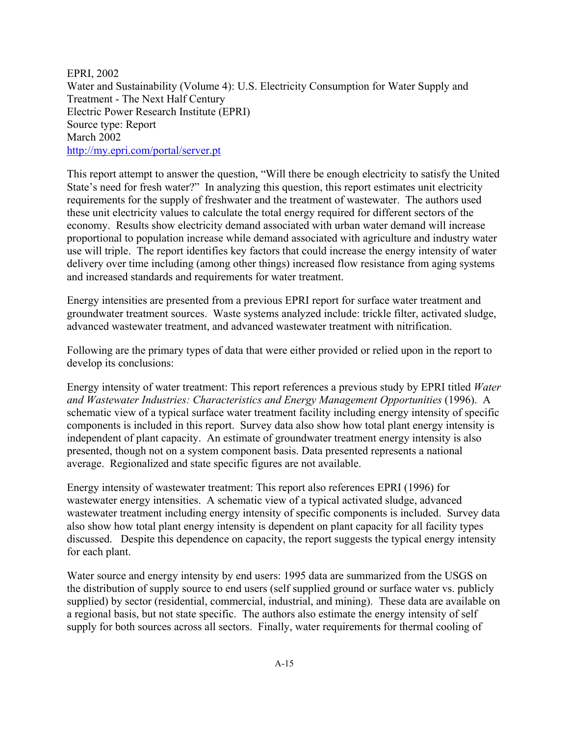EPRI, 2002
Water and Sustainability (Volume 4): U.S. Electricity Consumption for Water Supply and Treatment - The Next Half Century
Electric Power Research Institute (EPRI)
Source type: Report
March 2002
http://my.epri.com/portal/server.pt

This report attempt to answer the question, "Will there be enough electricity to satisfy the United State's need for fresh water?" In analyzing this question, this report estimates unit electricity requirements for the supply of freshwater and the treatment of wastewater. The authors used these unit electricity values to calculate the total energy required for different sectors of the economy. Results show electricity demand associated with urban water demand will increase proportional to population increase while demand associated with agriculture and industry water use will triple. The report identifies key factors that could increase the energy intensity of water delivery over time including (among other things) increased flow resistance from aging systems and increased standards and requirements for water treatment.

Energy intensities are presented from a previous EPRI report for surface water treatment and groundwater treatment sources. Waste systems analyzed include: trickle filter, activated sludge, advanced wastewater treatment, and advanced wastewater treatment with nitrification.

Following are the primary types of data that were either provided or relied upon in the report to develop its conclusions:

Energy intensity of water treatment: This report references a previous study by EPRI titled *Water and Wastewater Industries: Characteristics and Energy Management Opportunities* (1996). A schematic view of a typical surface water treatment facility including energy intensity of specific components is included in this report. Survey data also show how total plant energy intensity is independent of plant capacity. An estimate of groundwater treatment energy intensity is also presented, though not on a system component basis. Data presented represents a national average. Regionalized and state specific figures are not available.

Energy intensity of wastewater treatment: This report also references EPRI (1996) for wastewater energy intensities. A schematic view of a typical activated sludge, advanced wastewater treatment including energy intensity of specific components is included. Survey data also show how total plant energy intensity is dependent on plant capacity for all facility types discussed. Despite this dependence on capacity, the report suggests the typical energy intensity for each plant.

Water source and energy intensity by end users: 1995 data are summarized from the USGS on the distribution of supply source to end users (self supplied ground or surface water vs. publicly supplied) by sector (residential, commercial, industrial, and mining). These data are available on a regional basis, but not state specific. The authors also estimate the energy intensity of self supply for both sources across all sectors. Finally, water requirements for thermal cooling of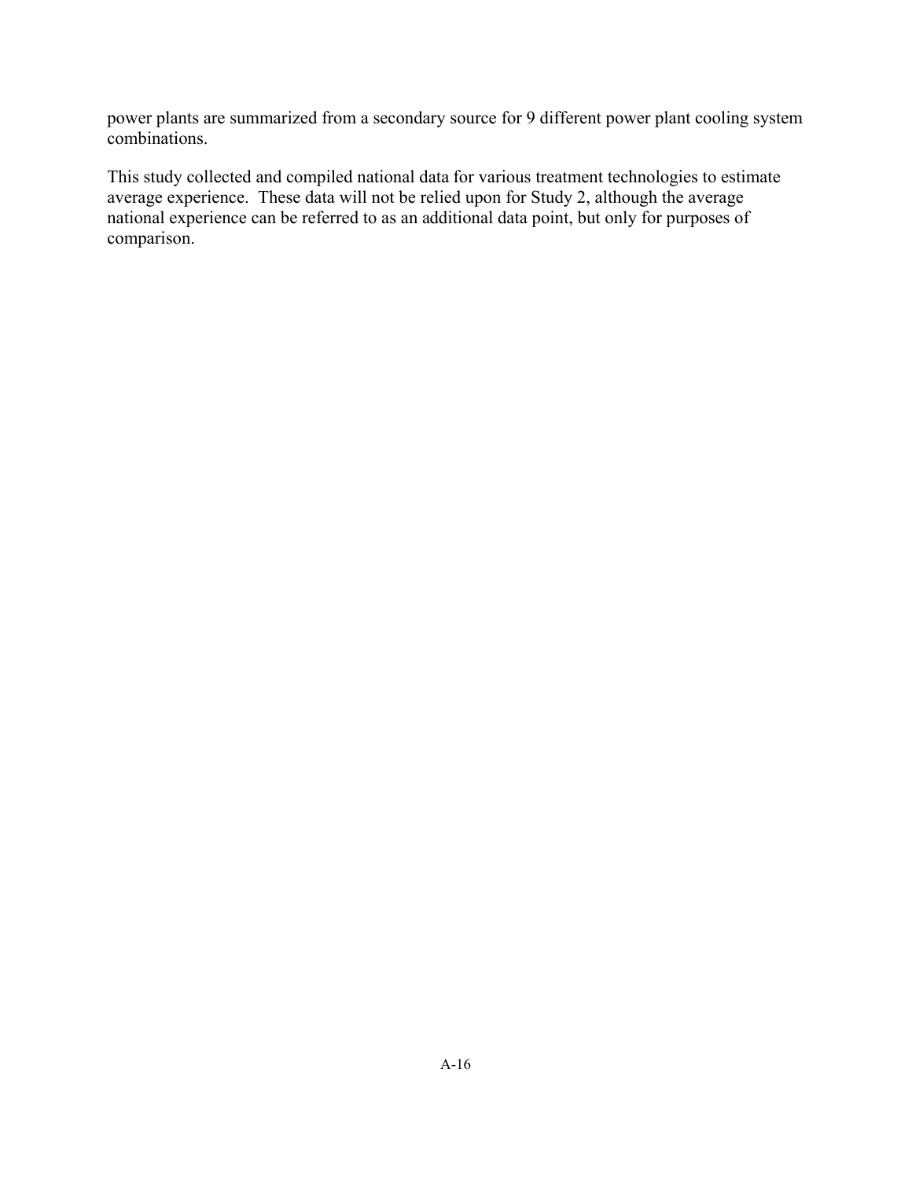power plants are summarized from a secondary source for 9 different power plant cooling system combinations.

This study collected and compiled national data for various treatment technologies to estimate average experience. These data will not be relied upon for Study 2, although the average national experience can be referred to as an additional data point, but only for purposes of comparison.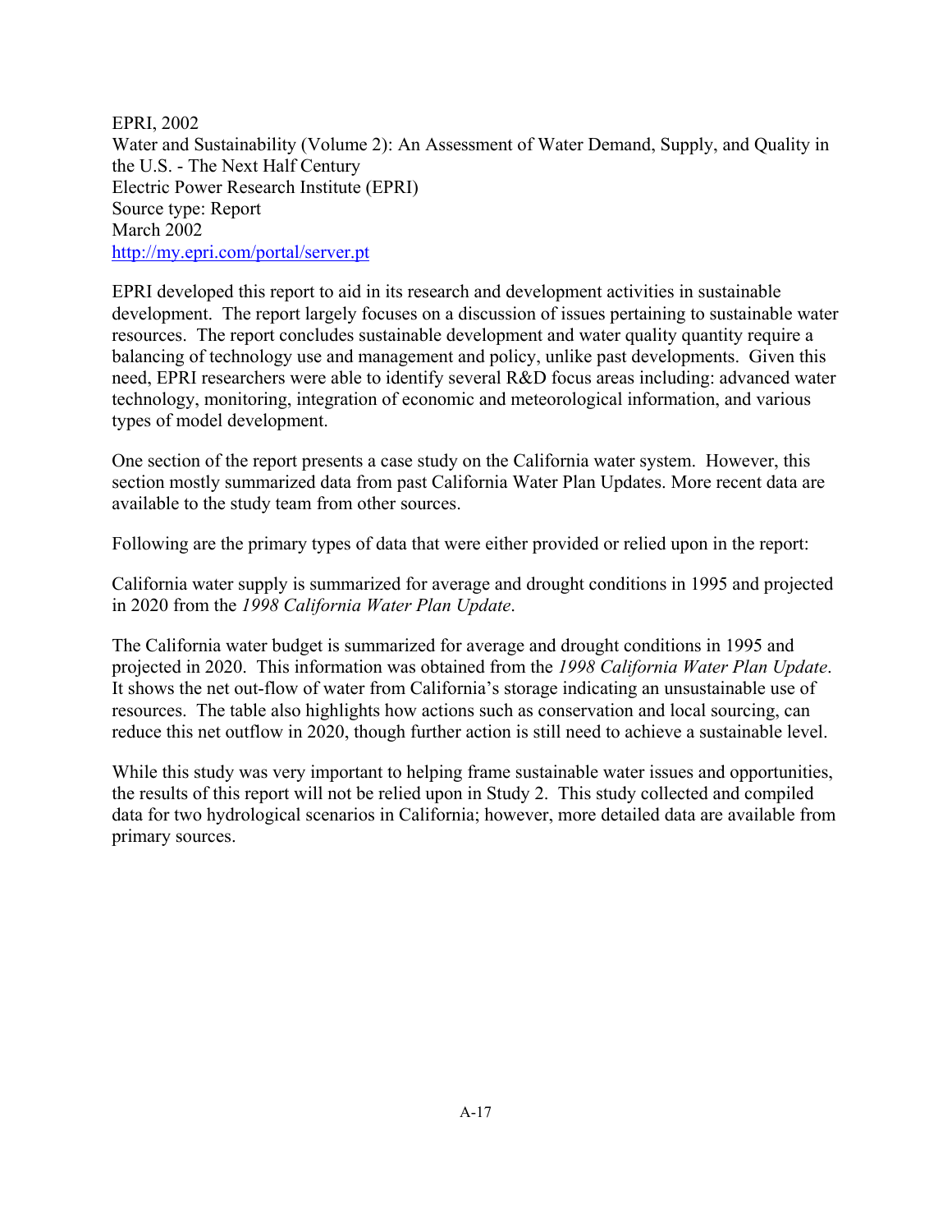EPRI, 2002
Water and Sustainability (Volume 2): An Assessment of Water Demand, Supply, and Quality in the U.S. - The Next Half Century
Electric Power Research Institute (EPRI)
Source type: Report
March 2002
http://my.epri.com/portal/server.pt

EPRI developed this report to aid in its research and development activities in sustainable development. The report largely focuses on a discussion of issues pertaining to sustainable water resources. The report concludes sustainable development and water quality quantity require a balancing of technology use and management and policy, unlike past developments. Given this need, EPRI researchers were able to identify several R&D focus areas including: advanced water technology, monitoring, integration of economic and meteorological information, and various types of model development.

One section of the report presents a case study on the California water system. However, this section mostly summarized data from past California Water Plan Updates. More recent data are available to the study team from other sources.

Following are the primary types of data that were either provided or relied upon in the report:

California water supply is summarized for average and drought conditions in 1995 and projected in 2020 from the *1998 California Water Plan Update*.

The California water budget is summarized for average and drought conditions in 1995 and projected in 2020. This information was obtained from the *1998 California Water Plan Update*. It shows the net out-flow of water from California's storage indicating an unsustainable use of resources. The table also highlights how actions such as conservation and local sourcing, can reduce this net outflow in 2020, though further action is still need to achieve a sustainable level.

While this study was very important to helping frame sustainable water issues and opportunities, the results of this report will not be relied upon in Study 2. This study collected and compiled data for two hydrological scenarios in California; however, more detailed data are available from primary sources.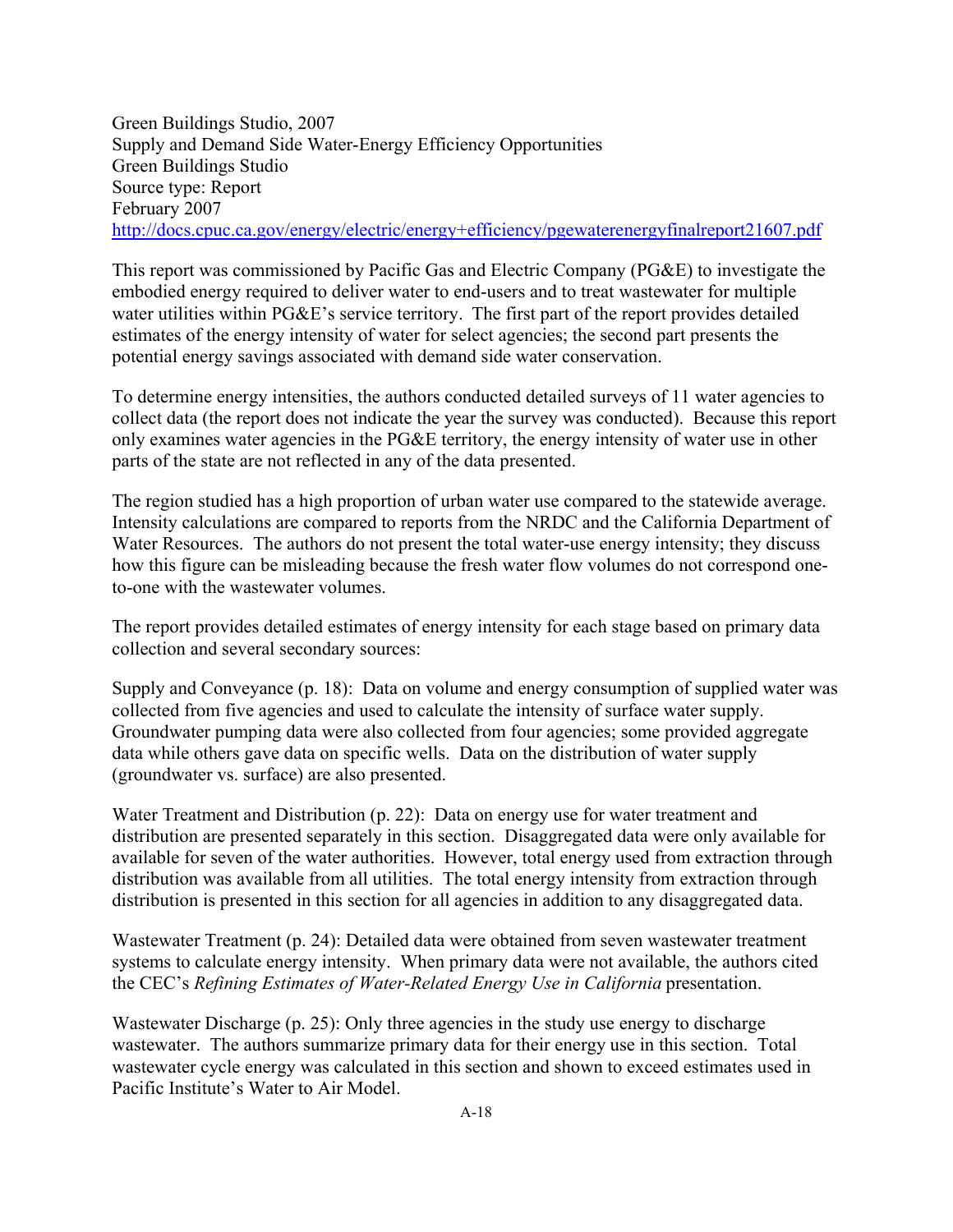Green Buildings Studio, 2007
Supply and Demand Side Water-Energy Efficiency Opportunities
Green Buildings Studio
Source type: Report
February 2007
http://docs.cpuc.ca.gov/energy/electric/energy+efficiency/pgewaterenergyfinalreport21607.pdf

This report was commissioned by Pacific Gas and Electric Company (PG&E) to investigate the embodied energy required to deliver water to end-users and to treat wastewater for multiple water utilities within PG&E's service territory. The first part of the report provides detailed estimates of the energy intensity of water for select agencies; the second part presents the potential energy savings associated with demand side water conservation.

To determine energy intensities, the authors conducted detailed surveys of 11 water agencies to collect data (the report does not indicate the year the survey was conducted). Because this report only examines water agencies in the PG&E territory, the energy intensity of water use in other parts of the state are not reflected in any of the data presented.

The region studied has a high proportion of urban water use compared to the statewide average. Intensity calculations are compared to reports from the NRDC and the California Department of Water Resources. The authors do not present the total water-use energy intensity; they discuss how this figure can be misleading because the fresh water flow volumes do not correspond one-to-one with the wastewater volumes.

The report provides detailed estimates of energy intensity for each stage based on primary data collection and several secondary sources:

Supply and Conveyance (p. 18): Data on volume and energy consumption of supplied water was collected from five agencies and used to calculate the intensity of surface water supply. Groundwater pumping data were also collected from four agencies; some provided aggregate data while others gave data on specific wells. Data on the distribution of water supply (groundwater vs. surface) are also presented.

Water Treatment and Distribution (p. 22): Data on energy use for water treatment and distribution are presented separately in this section. Disaggregated data were only available for available for seven of the water authorities. However, total energy used from extraction through distribution was available from all utilities. The total energy intensity from extraction through distribution is presented in this section for all agencies in addition to any disaggregated data.

Wastewater Treatment (p. 24): Detailed data were obtained from seven wastewater treatment systems to calculate energy intensity. When primary data were not available, the authors cited the CEC's *Refining Estimates of Water-Related Energy Use in California* presentation.

Wastewater Discharge (p. 25): Only three agencies in the study use energy to discharge wastewater. The authors summarize primary data for their energy use in this section. Total wastewater cycle energy was calculated in this section and shown to exceed estimates used in Pacific Institute's Water to Air Model.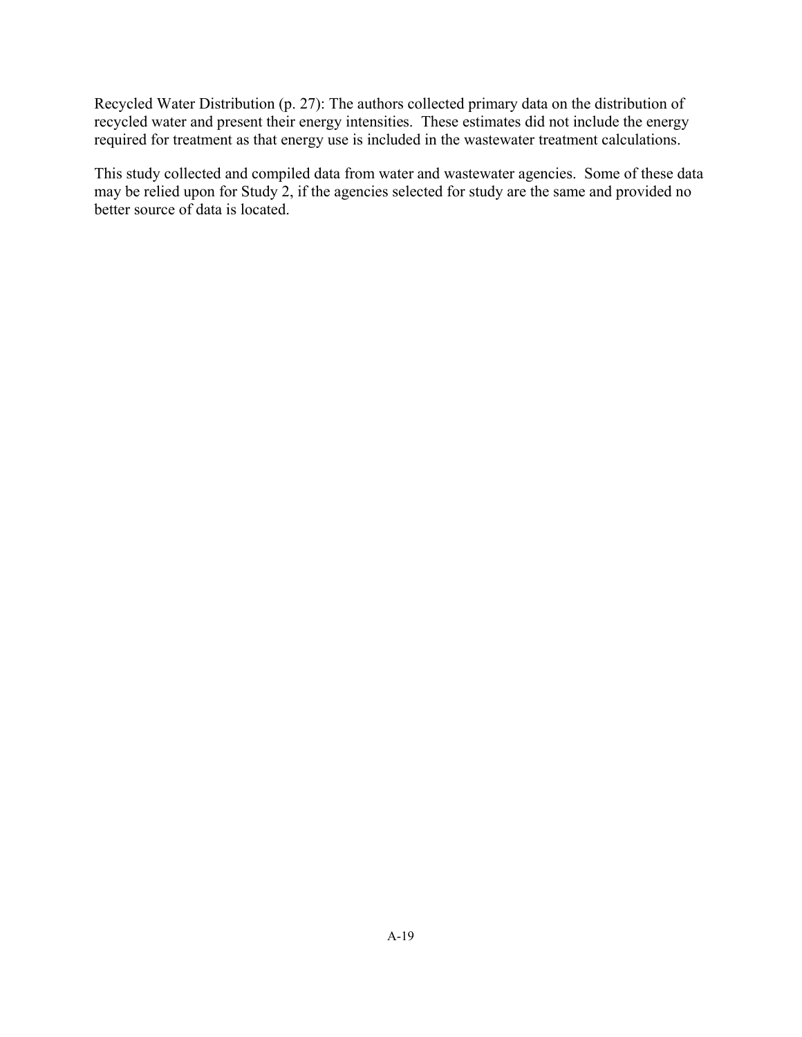Recycled Water Distribution (p. 27): The authors collected primary data on the distribution of recycled water and present their energy intensities. These estimates did not include the energy required for treatment as that energy use is included in the wastewater treatment calculations.

This study collected and compiled data from water and wastewater agencies. Some of these data may be relied upon for Study 2, if the agencies selected for study are the same and provided no better source of data is located.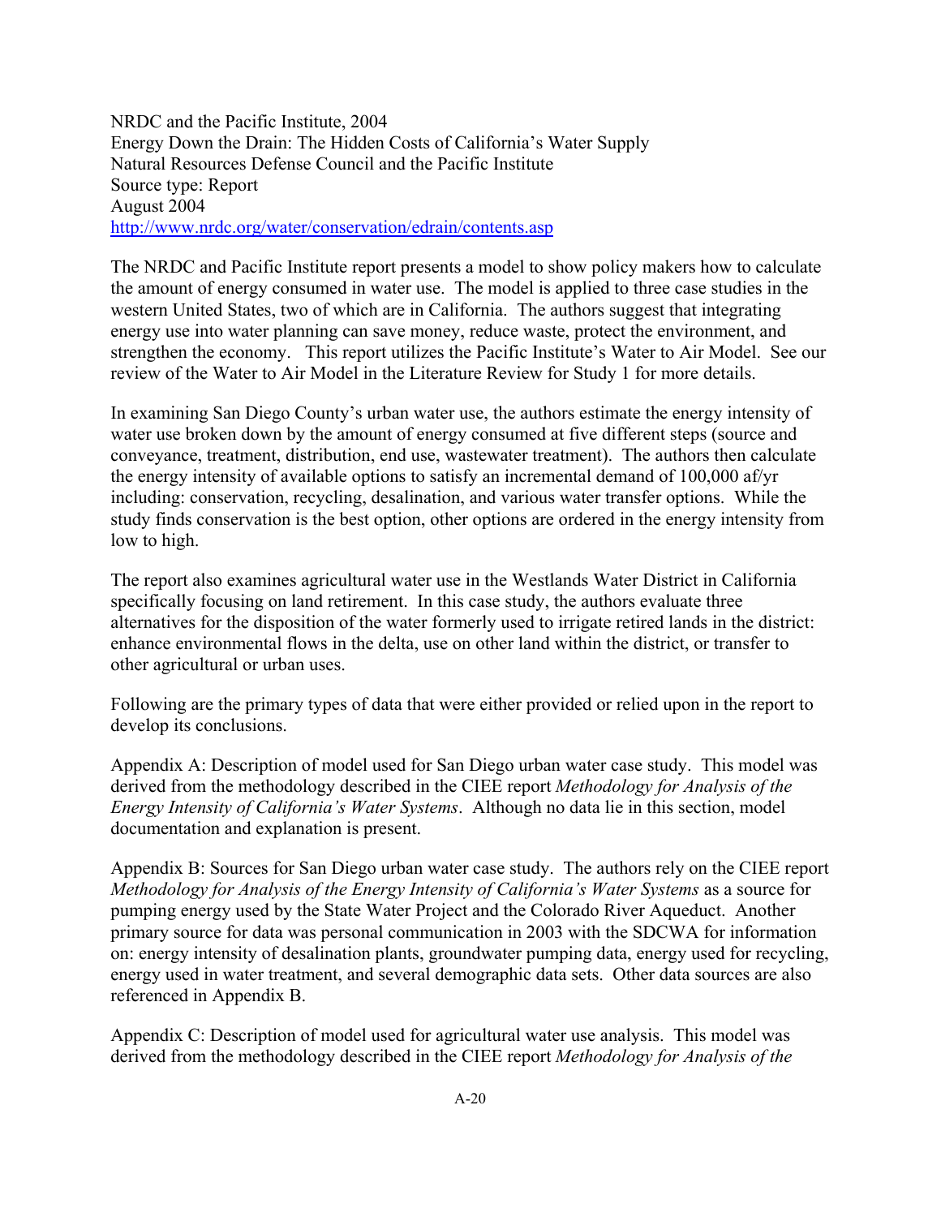NRDC and the Pacific Institute, 2004
Energy Down the Drain: The Hidden Costs of California's Water Supply
Natural Resources Defense Council and the Pacific Institute
Source type: Report
August 2004
http://www.nrdc.org/water/conservation/edrain/contents.asp

The NRDC and Pacific Institute report presents a model to show policy makers how to calculate the amount of energy consumed in water use. The model is applied to three case studies in the western United States, two of which are in California. The authors suggest that integrating energy use into water planning can save money, reduce waste, protect the environment, and strengthen the economy. This report utilizes the Pacific Institute's Water to Air Model. See our review of the Water to Air Model in the Literature Review for Study 1 for more details.

In examining San Diego County's urban water use, the authors estimate the energy intensity of water use broken down by the amount of energy consumed at five different steps (source and conveyance, treatment, distribution, end use, wastewater treatment). The authors then calculate the energy intensity of available options to satisfy an incremental demand of 100,000 af/yr including: conservation, recycling, desalination, and various water transfer options. While the study finds conservation is the best option, other options are ordered in the energy intensity from low to high.

The report also examines agricultural water use in the Westlands Water District in California specifically focusing on land retirement. In this case study, the authors evaluate three alternatives for the disposition of the water formerly used to irrigate retired lands in the district: enhance environmental flows in the delta, use on other land within the district, or transfer to other agricultural or urban uses.

Following are the primary types of data that were either provided or relied upon in the report to develop its conclusions.

Appendix A: Description of model used for San Diego urban water case study. This model was derived from the methodology described in the CIEE report *Methodology for Analysis of the Energy Intensity of California's Water Systems*. Although no data lie in this section, model documentation and explanation is present.

Appendix B: Sources for San Diego urban water case study. The authors rely on the CIEE report *Methodology for Analysis of the Energy Intensity of California's Water Systems* as a source for pumping energy used by the State Water Project and the Colorado River Aqueduct. Another primary source for data was personal communication in 2003 with the SDCWA for information on: energy intensity of desalination plants, groundwater pumping data, energy used for recycling, energy used in water treatment, and several demographic data sets. Other data sources are also referenced in Appendix B.

Appendix C: Description of model used for agricultural water use analysis. This model was derived from the methodology described in the CIEE report *Methodology for Analysis of the*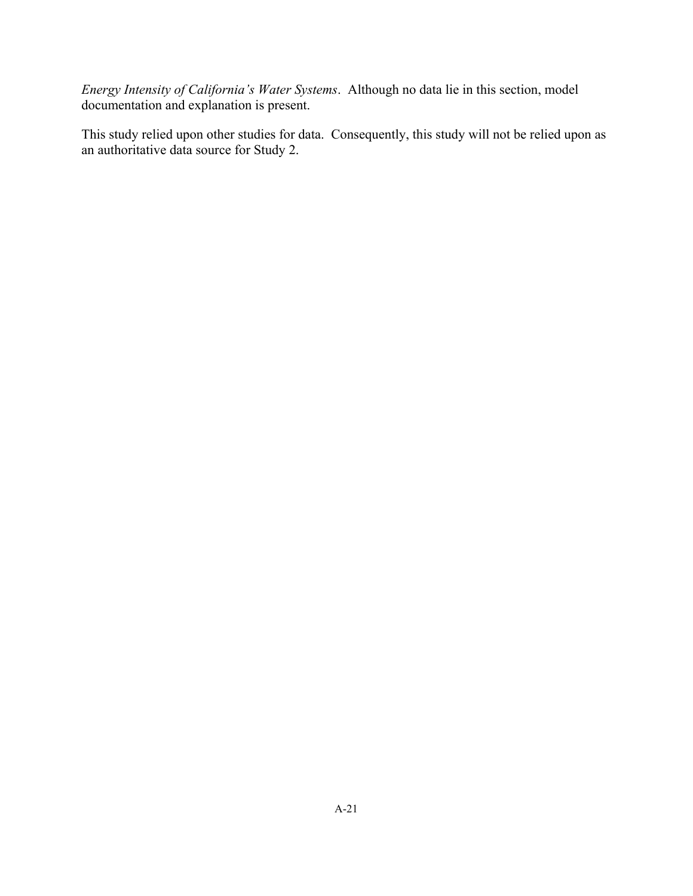*Energy Intensity of California's Water Systems*. Although no data lie in this section, model documentation and explanation is present.

This study relied upon other studies for data. Consequently, this study will not be relied upon as an authoritative data source for Study 2.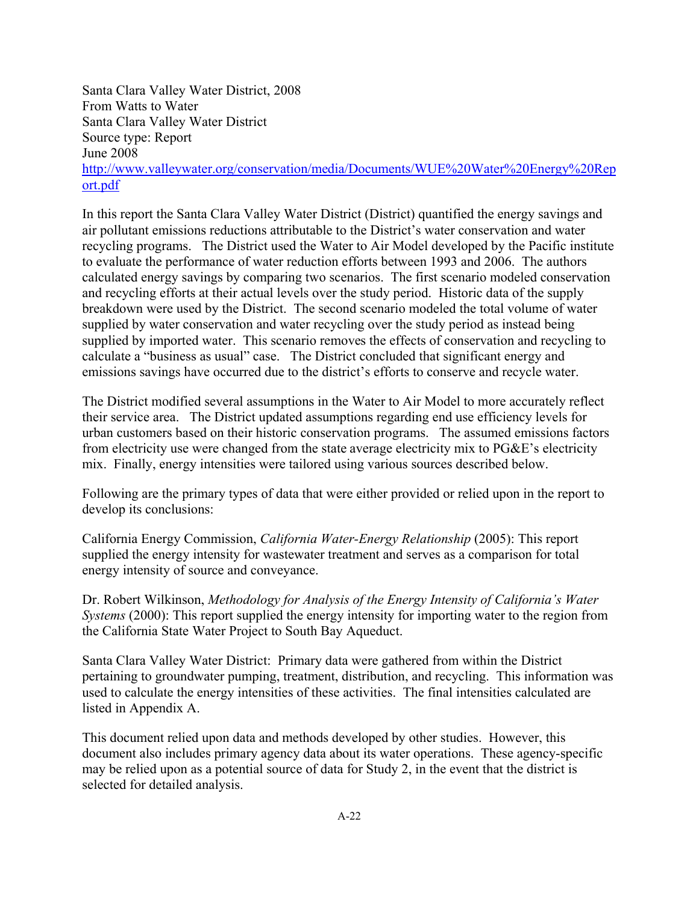Santa Clara Valley Water District, 2008
From Watts to Water
Santa Clara Valley Water District
Source type: Report
June 2008
[http://www.valleywater.org/conservation/media/Documents/WUE%20Water%20Energy%20Report.pdf](http://www.valleywater.org/conservation/media/Documents/WUE%20Water%20Energy%20Report.pdf)

In this report the Santa Clara Valley Water District (District) quantified the energy savings and air pollutant emissions reductions attributable to the District's water conservation and water recycling programs. The District used the Water to Air Model developed by the Pacific institute to evaluate the performance of water reduction efforts between 1993 and 2006. The authors calculated energy savings by comparing two scenarios. The first scenario modeled conservation and recycling efforts at their actual levels over the study period. Historic data of the supply breakdown were used by the District. The second scenario modeled the total volume of water supplied by water conservation and water recycling over the study period as instead being supplied by imported water. This scenario removes the effects of conservation and recycling to calculate a "business as usual" case. The District concluded that significant energy and emissions savings have occurred due to the district's efforts to conserve and recycle water.

The District modified several assumptions in the Water to Air Model to more accurately reflect their service area. The District updated assumptions regarding end use efficiency levels for urban customers based on their historic conservation programs. The assumed emissions factors from electricity use were changed from the state average electricity mix to PG&E's electricity mix. Finally, energy intensities were tailored using various sources described below.

Following are the primary types of data that were either provided or relied upon in the report to develop its conclusions:

California Energy Commission, *California Water-Energy Relationship* (2005): This report supplied the energy intensity for wastewater treatment and serves as a comparison for total energy intensity of source and conveyance.

Dr. Robert Wilkinson, *Methodology for Analysis of the Energy Intensity of California's Water Systems* (2000): This report supplied the energy intensity for importing water to the region from the California State Water Project to South Bay Aqueduct.

Santa Clara Valley Water District: Primary data were gathered from within the District pertaining to groundwater pumping, treatment, distribution, and recycling. This information was used to calculate the energy intensities of these activities. The final intensities calculated are listed in Appendix A.

This document relied upon data and methods developed by other studies. However, this document also includes primary agency data about its water operations. These agency-specific may be relied upon as a potential source of data for Study 2, in the event that the district is selected for detailed analysis.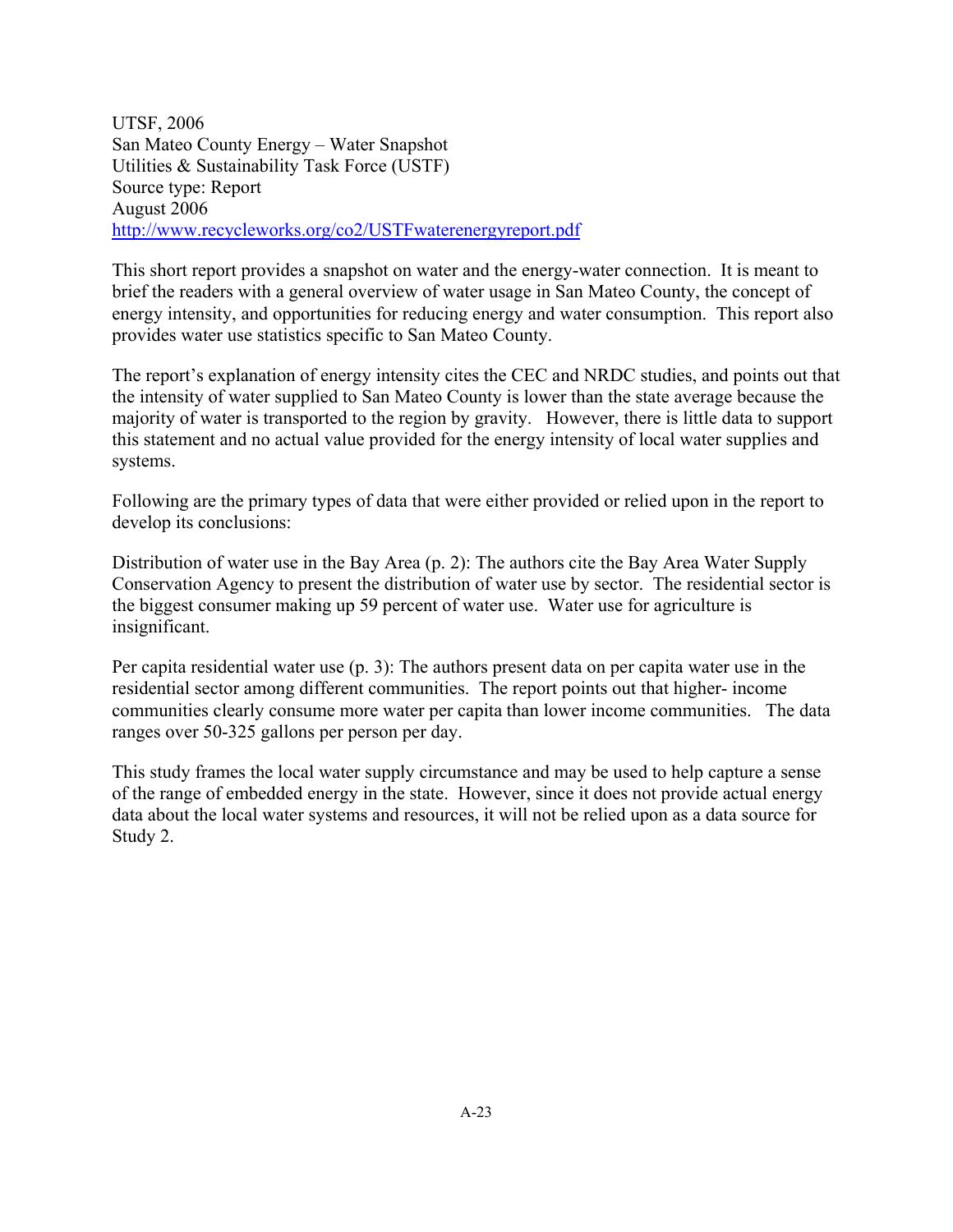UTSF, 2006
San Mateo County Energy – Water Snapshot
Utilities & Sustainability Task Force (USTF)
Source type: Report
August 2006
[http://www.recycleworks.org/co2/USTFwaterenergyreport.pdf](http://www.recycleworks.org/co2/USTFwaterenergyreport.pdf)

This short report provides a snapshot on water and the energy-water connection. It is meant to brief the readers with a general overview of water usage in San Mateo County, the concept of energy intensity, and opportunities for reducing energy and water consumption. This report also provides water use statistics specific to San Mateo County.

The report's explanation of energy intensity cites the CEC and NRDC studies, and points out that the intensity of water supplied to San Mateo County is lower than the state average because the majority of water is transported to the region by gravity. However, there is little data to support this statement and no actual value provided for the energy intensity of local water supplies and systems.

Following are the primary types of data that were either provided or relied upon in the report to develop its conclusions:

Distribution of water use in the Bay Area (p. 2): The authors cite the Bay Area Water Supply Conservation Agency to present the distribution of water use by sector. The residential sector is the biggest consumer making up 59 percent of water use. Water use for agriculture is insignificant.

Per capita residential water use (p. 3): The authors present data on per capita water use in the residential sector among different communities. The report points out that higher- income communities clearly consume more water per capita than lower income communities. The data ranges over 50-325 gallons per person per day.

This study frames the local water supply circumstance and may be used to help capture a sense of the range of embedded energy in the state. However, since it does not provide actual energy data about the local water systems and resources, it will not be relied upon as a data source for Study 2.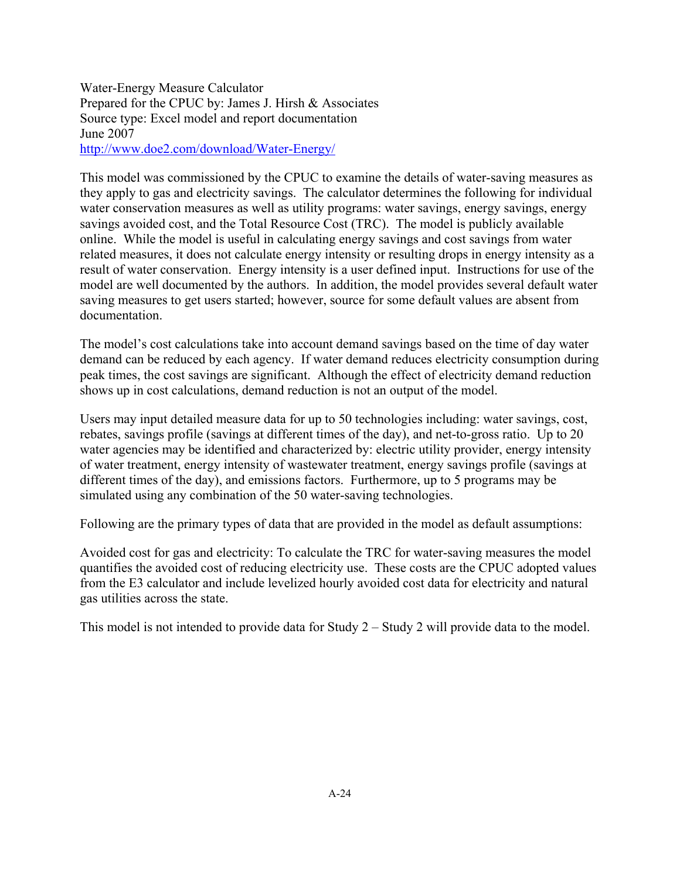Water-Energy Measure Calculator  
Prepared for the CPUC by: James J. Hirsh & Associates  
Source type: Excel model and report documentation  
June 2007  
http://www.doe2.com/download/Water-Energy/

This model was commissioned by the CPUC to examine the details of water-saving measures as they apply to gas and electricity savings. The calculator determines the following for individual water conservation measures as well as utility programs: water savings, energy savings, energy savings avoided cost, and the Total Resource Cost (TRC). The model is publicly available online. While the model is useful in calculating energy savings and cost savings from water related measures, it does not calculate energy intensity or resulting drops in energy intensity as a result of water conservation. Energy intensity is a user defined input. Instructions for use of the model are well documented by the authors. In addition, the model provides several default water saving measures to get users started; however, source for some default values are absent from documentation.

The model's cost calculations take into account demand savings based on the time of day water demand can be reduced by each agency. If water demand reduces electricity consumption during peak times, the cost savings are significant. Although the effect of electricity demand reduction shows up in cost calculations, demand reduction is not an output of the model.

Users may input detailed measure data for up to 50 technologies including: water savings, cost, rebates, savings profile (savings at different times of the day), and net-to-gross ratio. Up to 20 water agencies may be identified and characterized by: electric utility provider, energy intensity of water treatment, energy intensity of wastewater treatment, energy savings profile (savings at different times of the day), and emissions factors. Furthermore, up to 5 programs may be simulated using any combination of the 50 water-saving technologies.

Following are the primary types of data that are provided in the model as default assumptions:

Avoided cost for gas and electricity: To calculate the TRC for water-saving measures the model quantifies the avoided cost of reducing electricity use. These costs are the CPUC adopted values from the E3 calculator and include levelized hourly avoided cost data for electricity and natural gas utilities across the state.

This model is not intended to provide data for Study 2 – Study 2 will provide data to the model.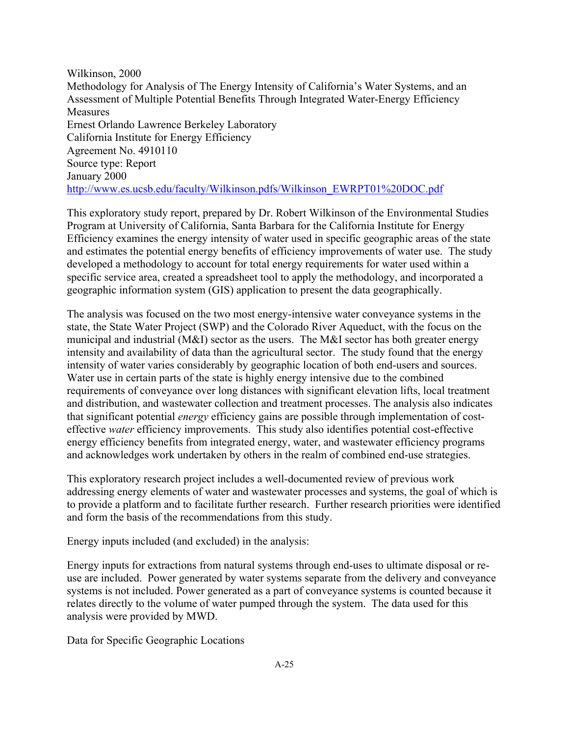Wilkinson, 2000
Methodology for Analysis of The Energy Intensity of California's Water Systems, and an Assessment of Multiple Potential Benefits Through Integrated Water-Energy Efficiency Measures
Ernest Orlando Lawrence Berkeley Laboratory
California Institute for Energy Efficiency
Agreement No. 4910110
Source type: Report
January 2000
[http://www.es.ucsb.edu/faculty/Wilkinson.pdfs/Wilkinson_EWRPT01%20DOC.pdf](http://www.es.ucsb.edu/faculty/Wilkinson.pdfs/Wilkinson_EWRPT01%20DOC.pdf)

This exploratory study report, prepared by Dr. Robert Wilkinson of the Environmental Studies Program at University of California, Santa Barbara for the California Institute for Energy Efficiency examines the energy intensity of water used in specific geographic areas of the state and estimates the potential energy benefits of efficiency improvements of water use. The study developed a methodology to account for total energy requirements for water used within a specific service area, created a spreadsheet tool to apply the methodology, and incorporated a geographic information system (GIS) application to present the data geographically.

The analysis was focused on the two most energy-intensive water conveyance systems in the state, the State Water Project (SWP) and the Colorado River Aqueduct, with the focus on the municipal and industrial (M&I) sector as the users. The M&I sector has both greater energy intensity and availability of data than the agricultural sector. The study found that the energy intensity of water varies considerably by geographic location of both end-users and sources. Water use in certain parts of the state is highly energy intensive due to the combined requirements of conveyance over long distances with significant elevation lifts, local treatment and distribution, and wastewater collection and treatment processes. The analysis also indicates that significant potential *energy* efficiency gains are possible through implementation of cost-effective *water* efficiency improvements. This study also identifies potential cost-effective energy efficiency benefits from integrated energy, water, and wastewater efficiency programs and acknowledges work undertaken by others in the realm of combined end-use strategies.

This exploratory research project includes a well-documented review of previous work addressing energy elements of water and wastewater processes and systems, the goal of which is to provide a platform and to facilitate further research. Further research priorities were identified and form the basis of the recommendations from this study.

Energy inputs included (and excluded) in the analysis:

Energy inputs for extractions from natural systems through end-uses to ultimate disposal or re-use are included. Power generated by water systems separate from the delivery and conveyance systems is not included. Power generated as a part of conveyance systems is counted because it relates directly to the volume of water pumped through the system. The data used for this analysis were provided by MWD.

Data for Specific Geographic Locations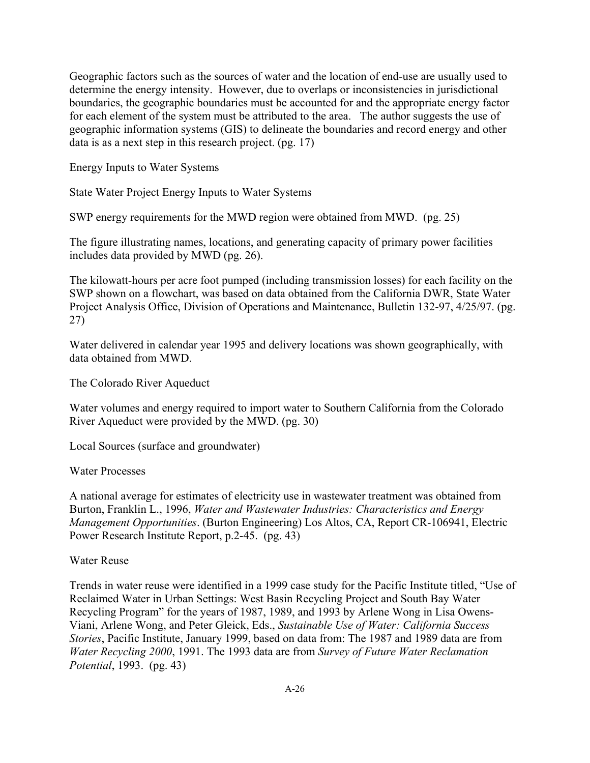Geographic factors such as the sources of water and the location of end-use are usually used to determine the energy intensity. However, due to overlaps or inconsistencies in jurisdictional boundaries, the geographic boundaries must be accounted for and the appropriate energy factor for each element of the system must be attributed to the area. The author suggests the use of geographic information systems (GIS) to delineate the boundaries and record energy and other data is as a next step in this research project. (pg. 17)

Energy Inputs to Water Systems

State Water Project Energy Inputs to Water Systems

SWP energy requirements for the MWD region were obtained from MWD. (pg. 25)

The figure illustrating names, locations, and generating capacity of primary power facilities includes data provided by MWD (pg. 26).

The kilowatt-hours per acre foot pumped (including transmission losses) for each facility on the SWP shown on a flowchart, was based on data obtained from the California DWR, State Water Project Analysis Office, Division of Operations and Maintenance, Bulletin 132-97, 4/25/97. (pg. 27)

Water delivered in calendar year 1995 and delivery locations was shown geographically, with data obtained from MWD.

The Colorado River Aqueduct

Water volumes and energy required to import water to Southern California from the Colorado River Aqueduct were provided by the MWD. (pg. 30)

Local Sources (surface and groundwater)

Water Processes

A national average for estimates of electricity use in wastewater treatment was obtained from Burton, Franklin L., 1996, *Water and Wastewater Industries: Characteristics and Energy Management Opportunities*. (Burton Engineering) Los Altos, CA, Report CR-106941, Electric Power Research Institute Report, p.2-45. (pg. 43)

Water Reuse

Trends in water reuse were identified in a 1999 case study for the Pacific Institute titled, "Use of Reclaimed Water in Urban Settings: West Basin Recycling Project and South Bay Water Recycling Program" for the years of 1987, 1989, and 1993 by Arlene Wong in Lisa Owens-Viani, Arlene Wong, and Peter Gleick, Eds., *Sustainable Use of Water: California Success Stories*, Pacific Institute, January 1999, based on data from: The 1987 and 1989 data are from *Water Recycling 2000*, 1991. The 1993 data are from *Survey of Future Water Reclamation Potential*, 1993. (pg. 43)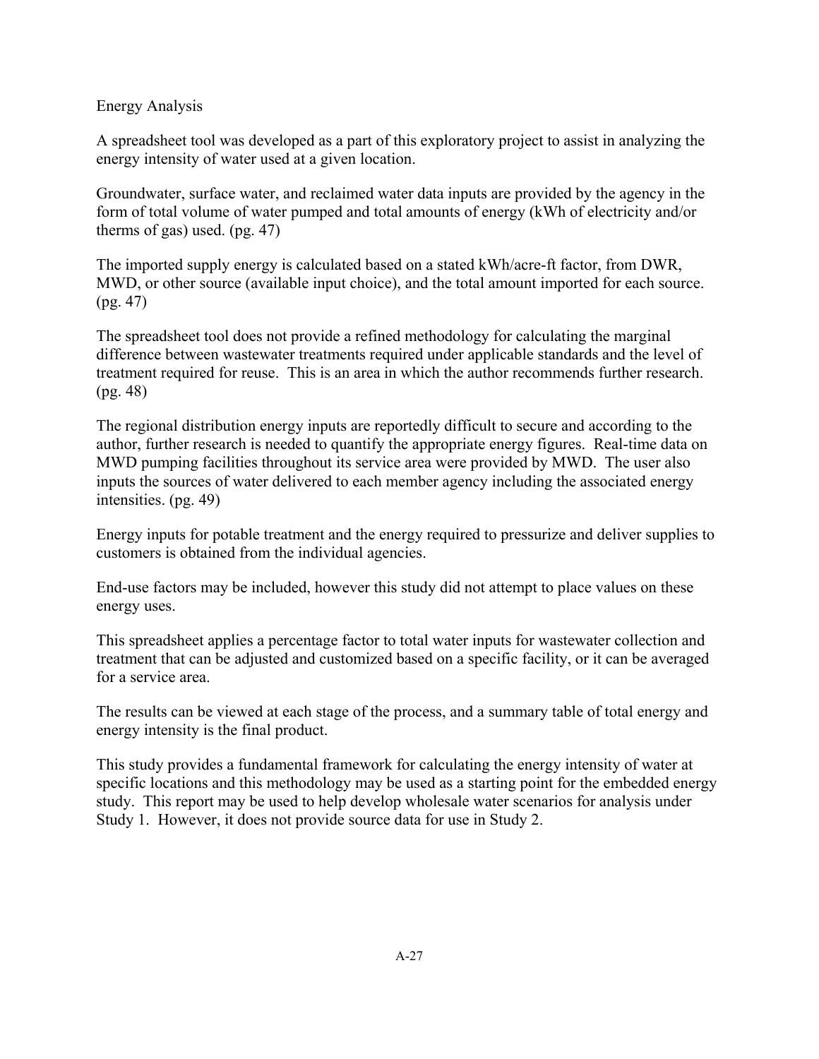Energy Analysis

A spreadsheet tool was developed as a part of this exploratory project to assist in analyzing the energy intensity of water used at a given location.

Groundwater, surface water, and reclaimed water data inputs are provided by the agency in the form of total volume of water pumped and total amounts of energy (kWh of electricity and/or therms of gas) used. (pg. 47)

The imported supply energy is calculated based on a stated kWh/acre-ft factor, from DWR, MWD, or other source (available input choice), and the total amount imported for each source. (pg. 47)

The spreadsheet tool does not provide a refined methodology for calculating the marginal difference between wastewater treatments required under applicable standards and the level of treatment required for reuse. This is an area in which the author recommends further research. (pg. 48)

The regional distribution energy inputs are reportedly difficult to secure and according to the author, further research is needed to quantify the appropriate energy figures. Real-time data on MWD pumping facilities throughout its service area were provided by MWD. The user also inputs the sources of water delivered to each member agency including the associated energy intensities. (pg. 49)

Energy inputs for potable treatment and the energy required to pressurize and deliver supplies to customers is obtained from the individual agencies.

End-use factors may be included, however this study did not attempt to place values on these energy uses.

This spreadsheet applies a percentage factor to total water inputs for wastewater collection and treatment that can be adjusted and customized based on a specific facility, or it can be averaged for a service area.

The results can be viewed at each stage of the process, and a summary table of total energy and energy intensity is the final product.

This study provides a fundamental framework for calculating the energy intensity of water at specific locations and this methodology may be used as a starting point for the embedded energy study. This report may be used to help develop wholesale water scenarios for analysis under Study 1. However, it does not provide source data for use in Study 2.